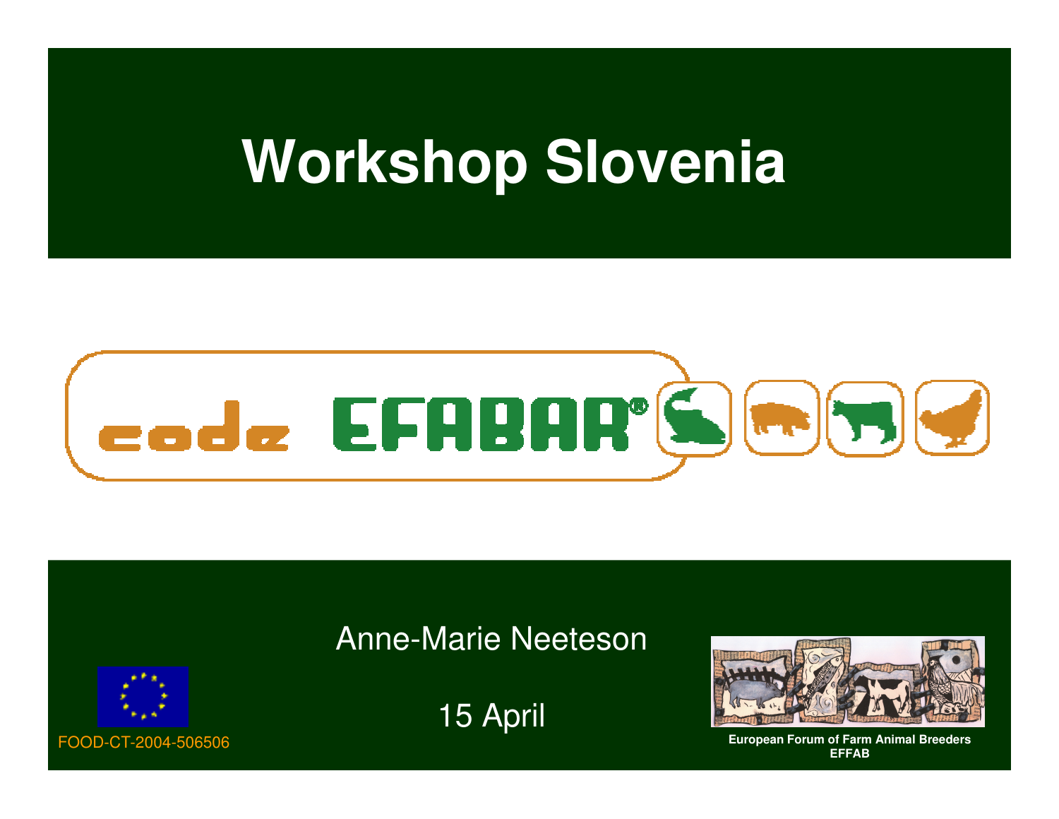# Workshop Slovenia

code EFABAR®

Anne-Marie Neeteson

15 April

FOOD-CT-2004-506506

**European Forum of Farm Animal Breeders**
**EFFAB**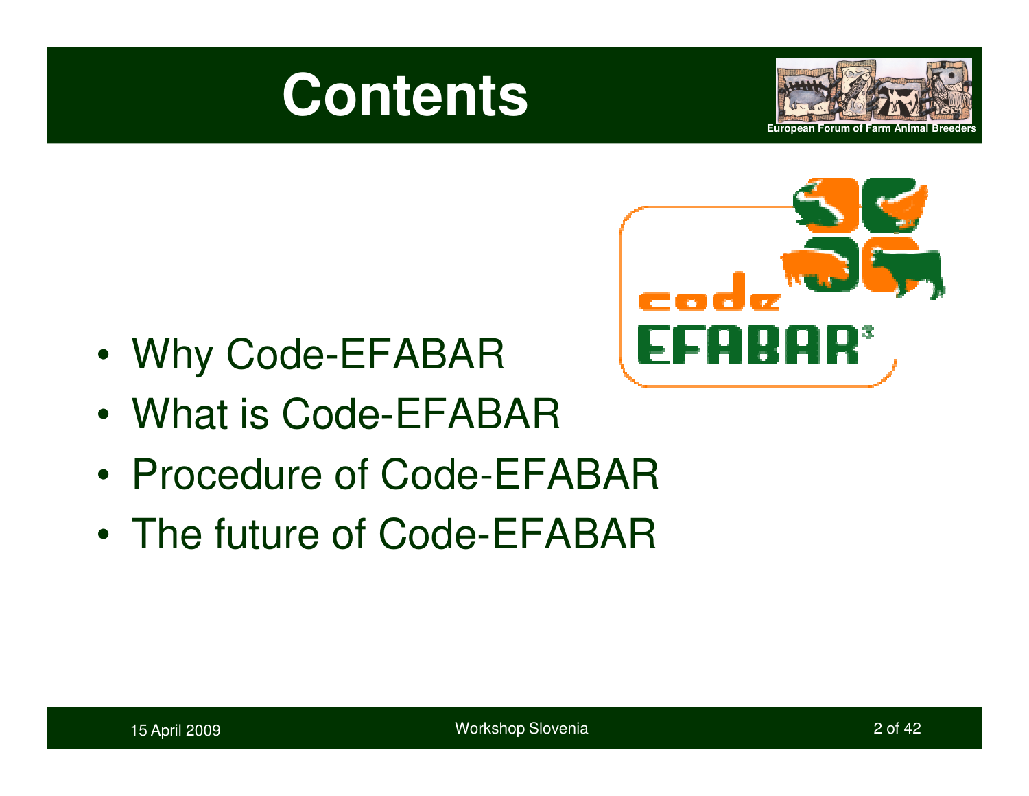# Contents

- Why Code-EFABAR
- What is Code-EFABAR
- Procedure of Code-EFABAR
- The future of Code-EFABAR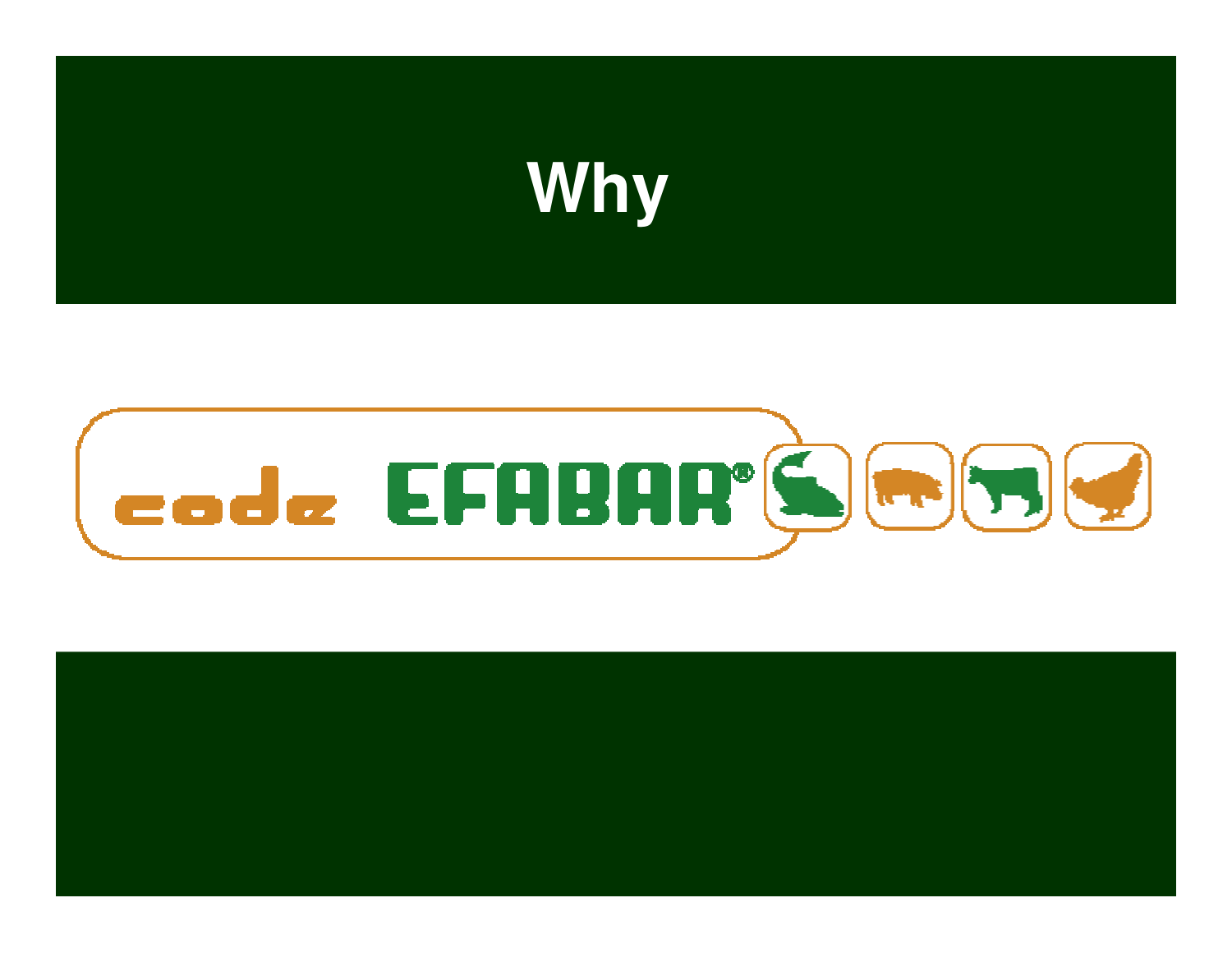# Why

code EFABAR®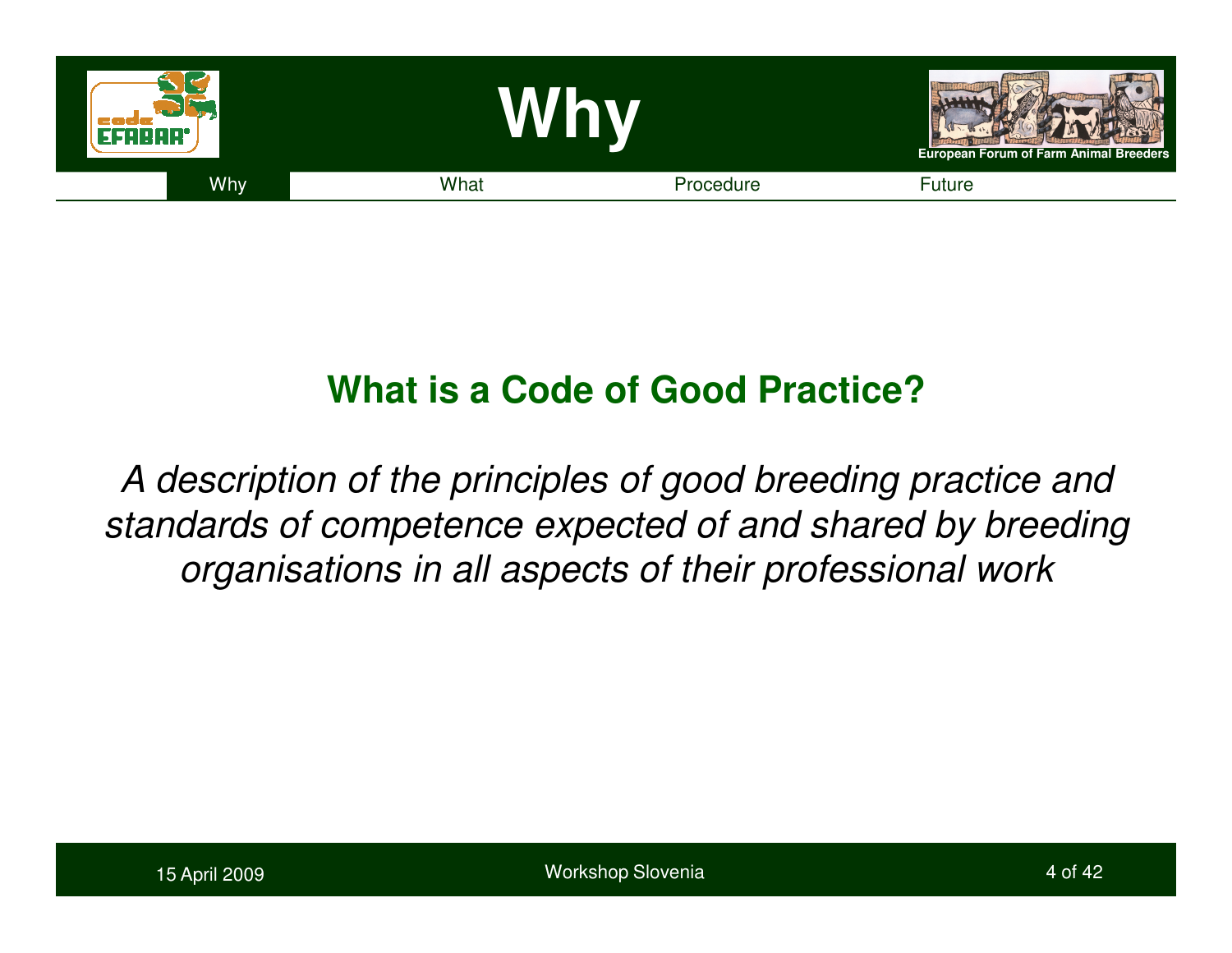# Why

Why | What | Procedure | Future

## What is a Code of Good Practice?

*A description of the principles of good breeding practice and standards of competence expected of and shared by breeding organisations in all aspects of their professional work*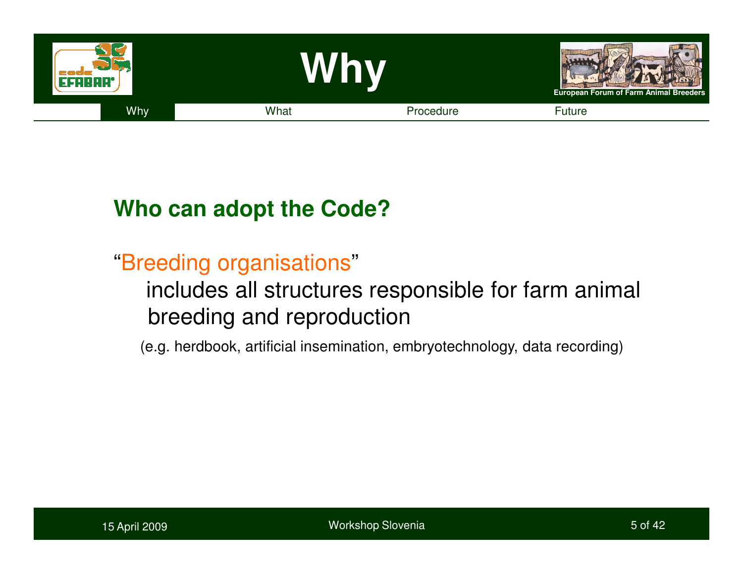# Why

Why | What | Procedure | Future

## Who can adopt the Code?

"Breeding organisations"

includes all structures responsible for farm animal breeding and reproduction

(e.g. herdbook, artificial insemination, embryotechnology, data recording)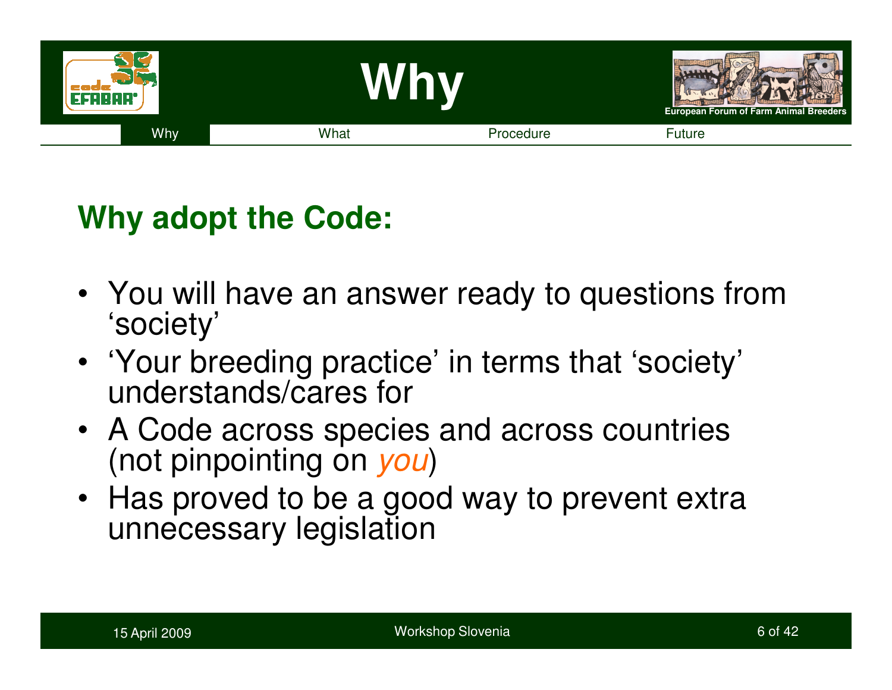# Why

Why | What | Procedure | Future

## Why adopt the Code:

- You will have an answer ready to questions from 'society'
- 'Your breeding practice' in terms that 'society' understands/cares for
- A Code across species and across countries (not pinpointing on *you*)
- Has proved to be a good way to prevent extra unnecessary legislation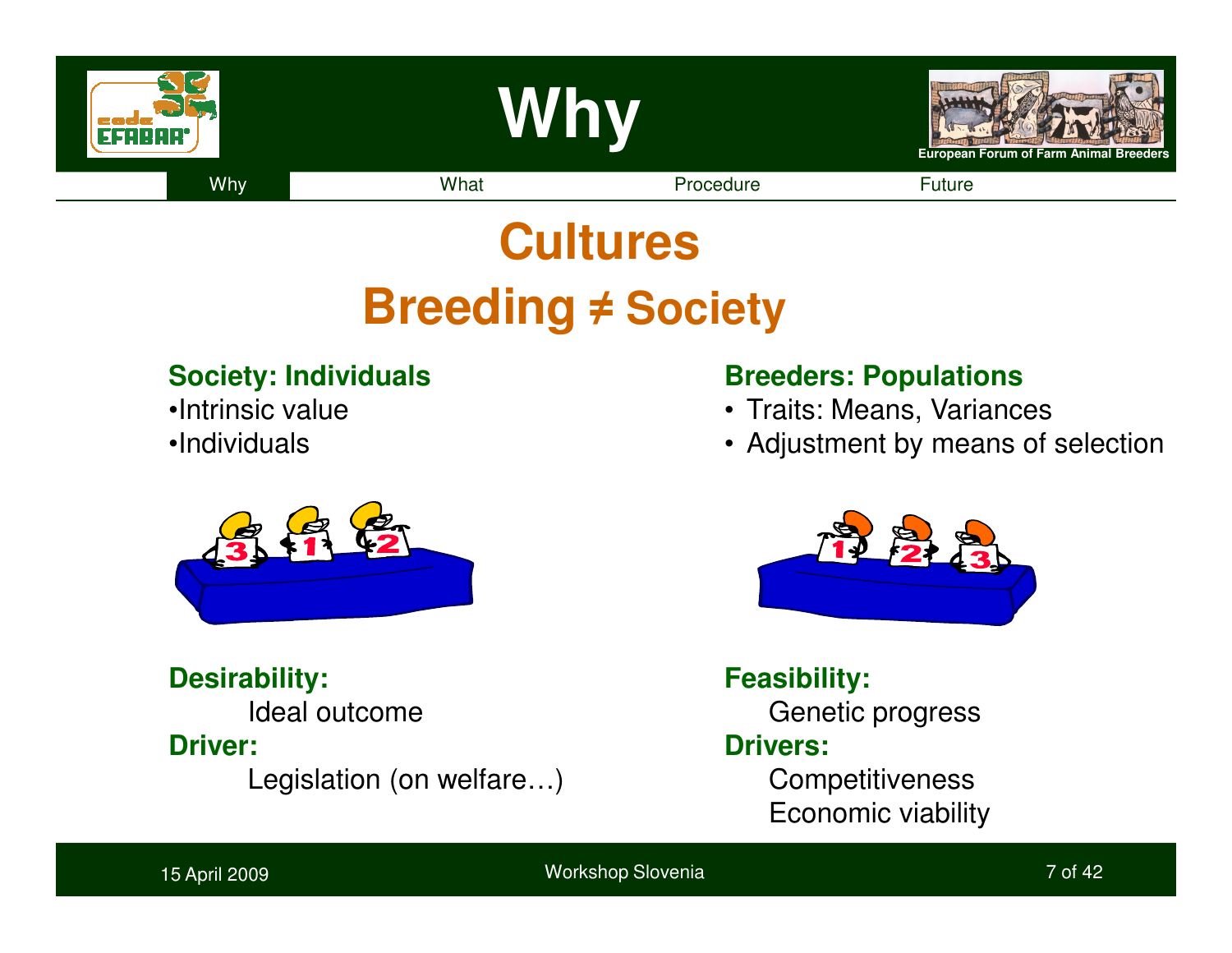# Why

Why | What | Procedure | Future

## Cultures

## Breeding ≠ Society

**Society: Individuals**

- Intrinsic value
- Individuals

**Desirability:**

Ideal outcome

**Driver:**

Legislation (on welfare…)

**Breeders: Populations**

- Traits: Means, Variances
- Adjustment by means of selection

**Feasibility:**

Genetic progress

**Drivers:**

Competitiveness

Economic viability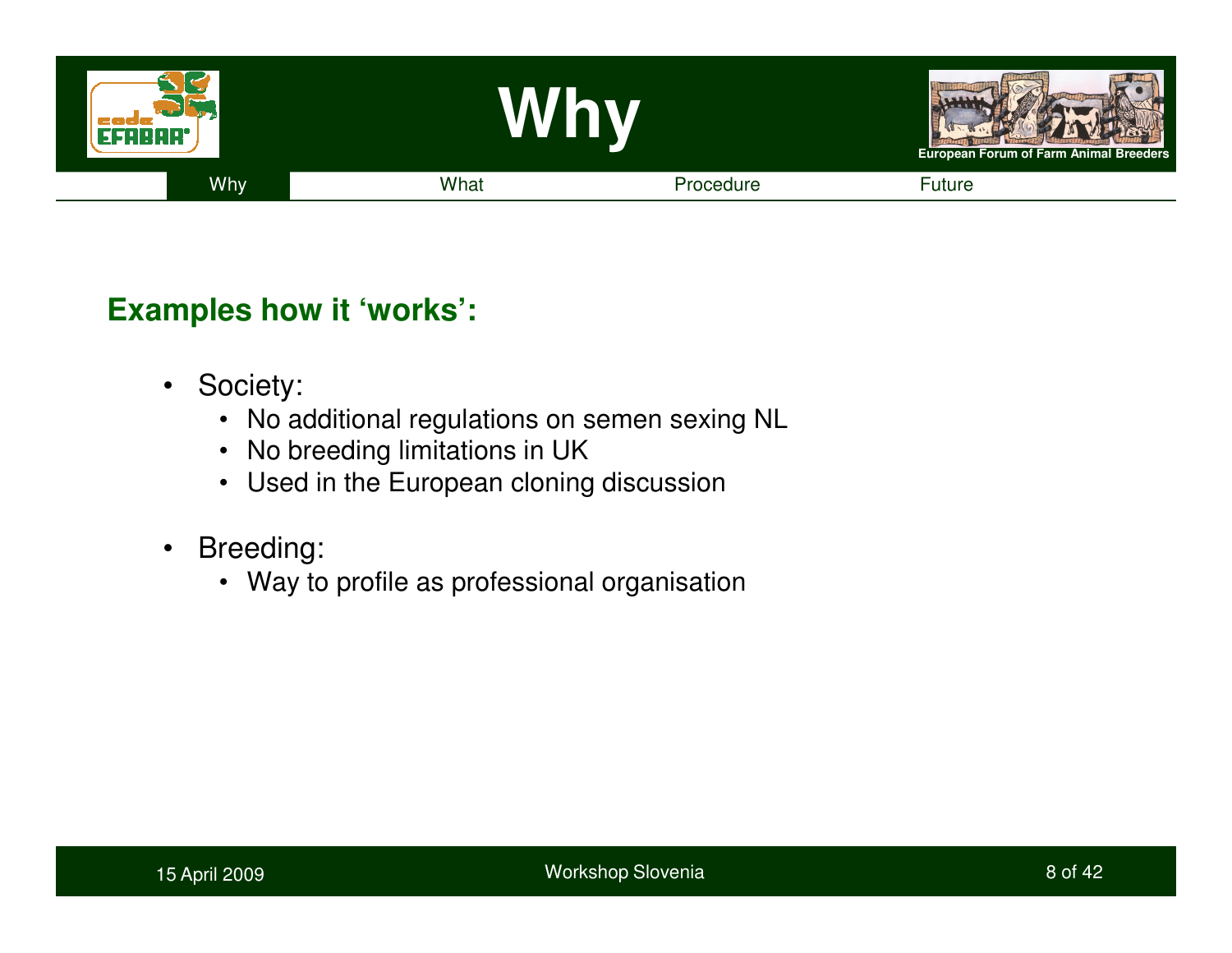# Why

Why | What | Procedure | Future

### Examples how it 'works':

- Society:
  - No additional regulations on semen sexing NL
  - No breeding limitations in UK
  - Used in the European cloning discussion
- Breeding:
  - Way to profile as professional organisation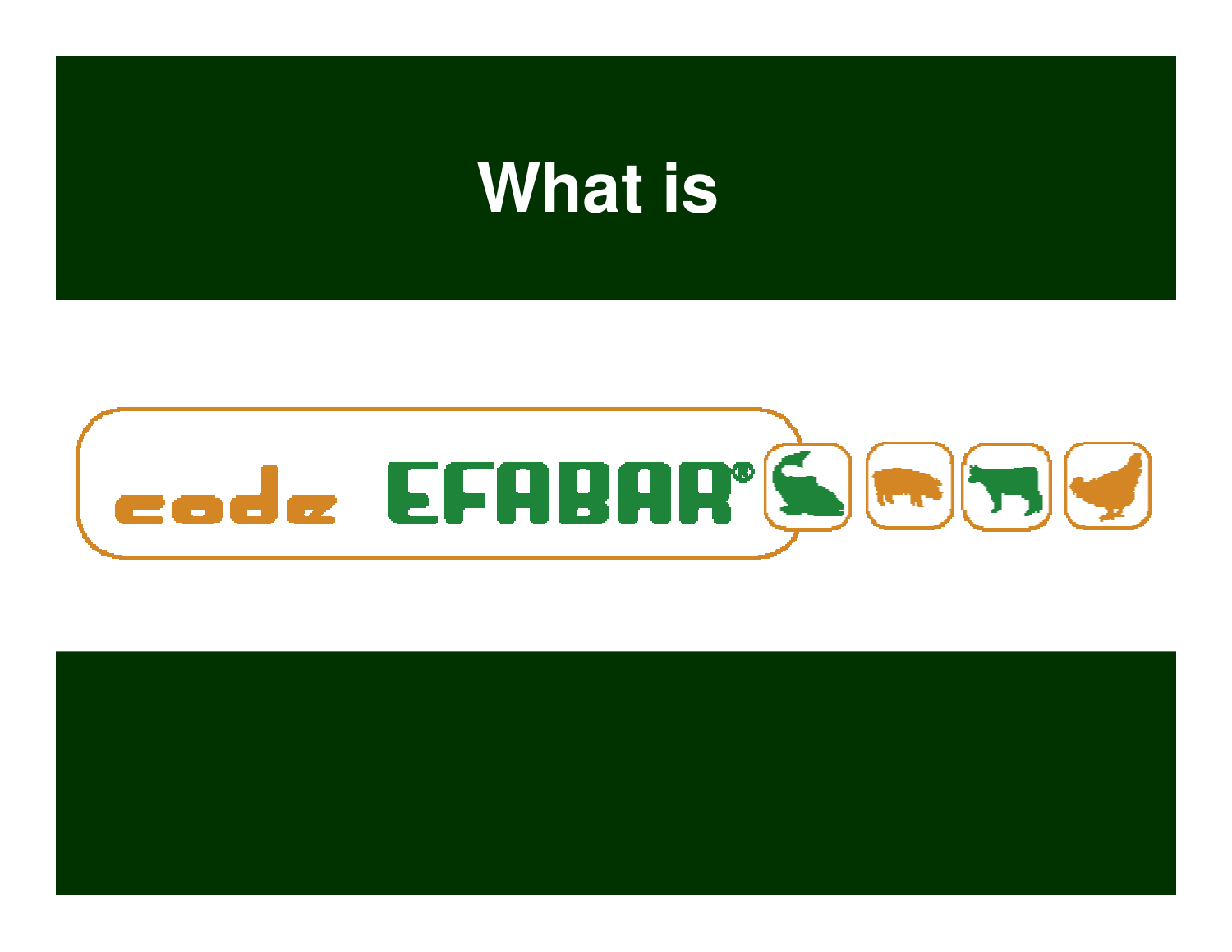# What is

code EFABAR®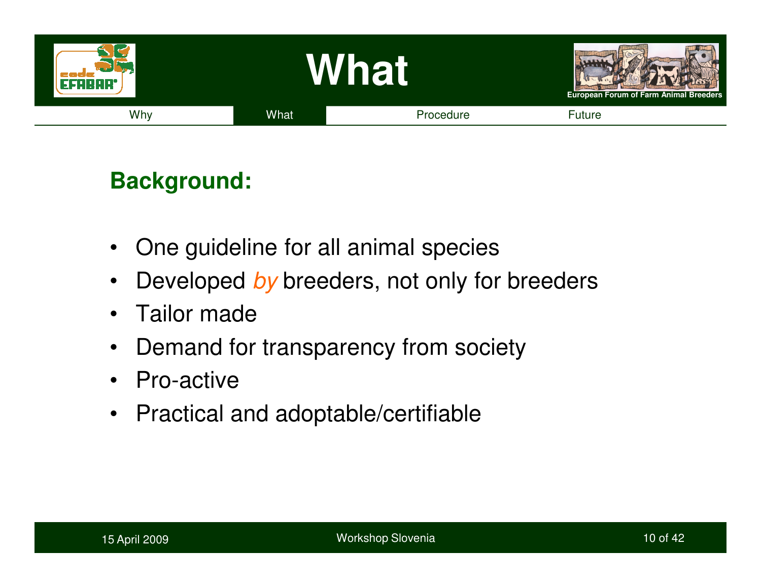# What

Why | What | Procedure | Future

## Background:

- One guideline for all animal species
- Developed *by* breeders, not only for breeders
- Tailor made
- Demand for transparency from society
- Pro-active
- Practical and adoptable/certifiable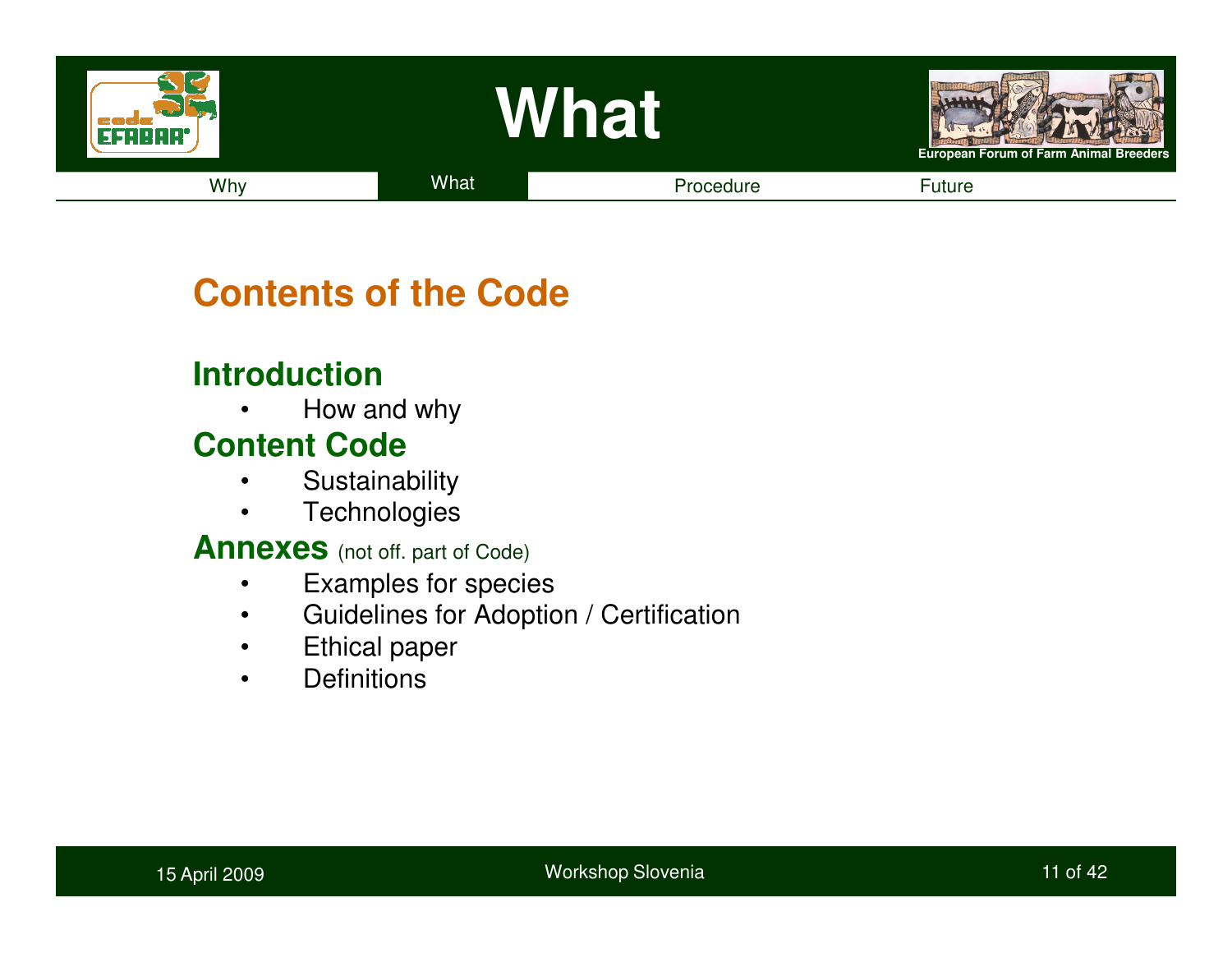# What

Why | What | Procedure | Future

## Contents of the Code

### Introduction

- How and why

### Content Code

- Sustainability
- Technologies

### Annexes (not off. part of Code)

- Examples for species
- Guidelines for Adoption / Certification
- Ethical paper
- Definitions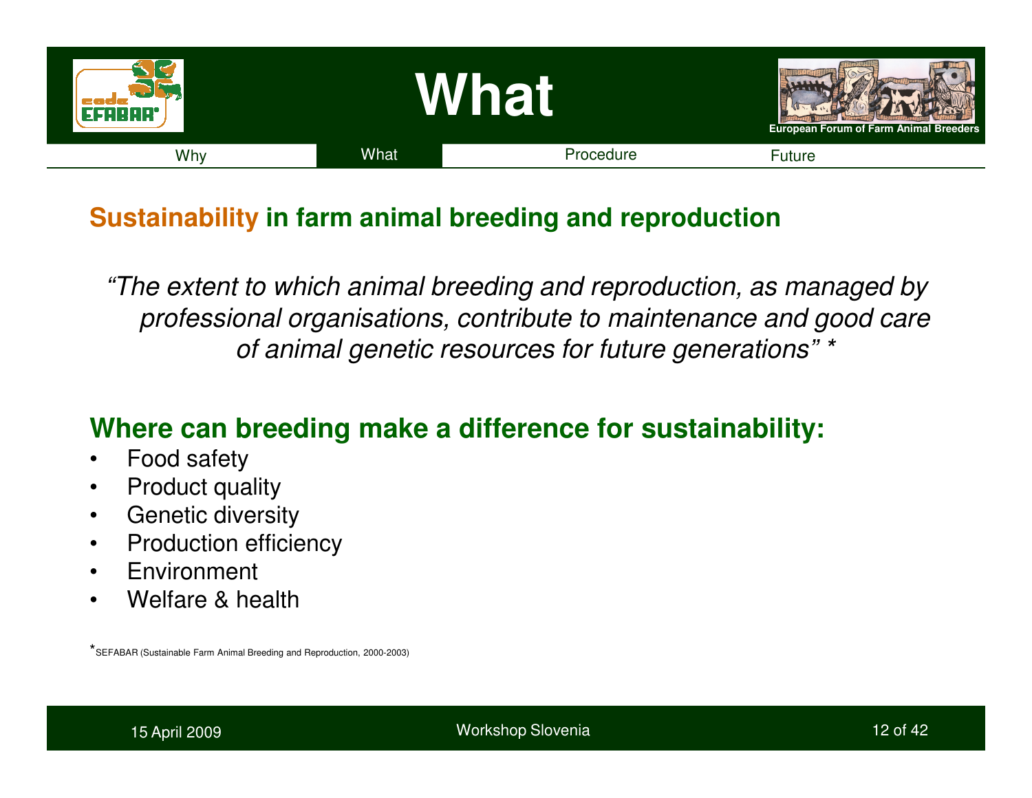# What

Why | What | Procedure | Future

## Sustainability in farm animal breeding and reproduction

*"The extent to which animal breeding and reproduction, as managed by professional organisations, contribute to maintenance and good care of animal genetic resources for future generations" **

## Where can breeding make a difference for sustainability:

- Food safety
- Product quality
- Genetic diversity
- Production efficiency
- Environment
- Welfare & health

*SEFABAR (Sustainable Farm Animal Breeding and Reproduction, 2000-2003)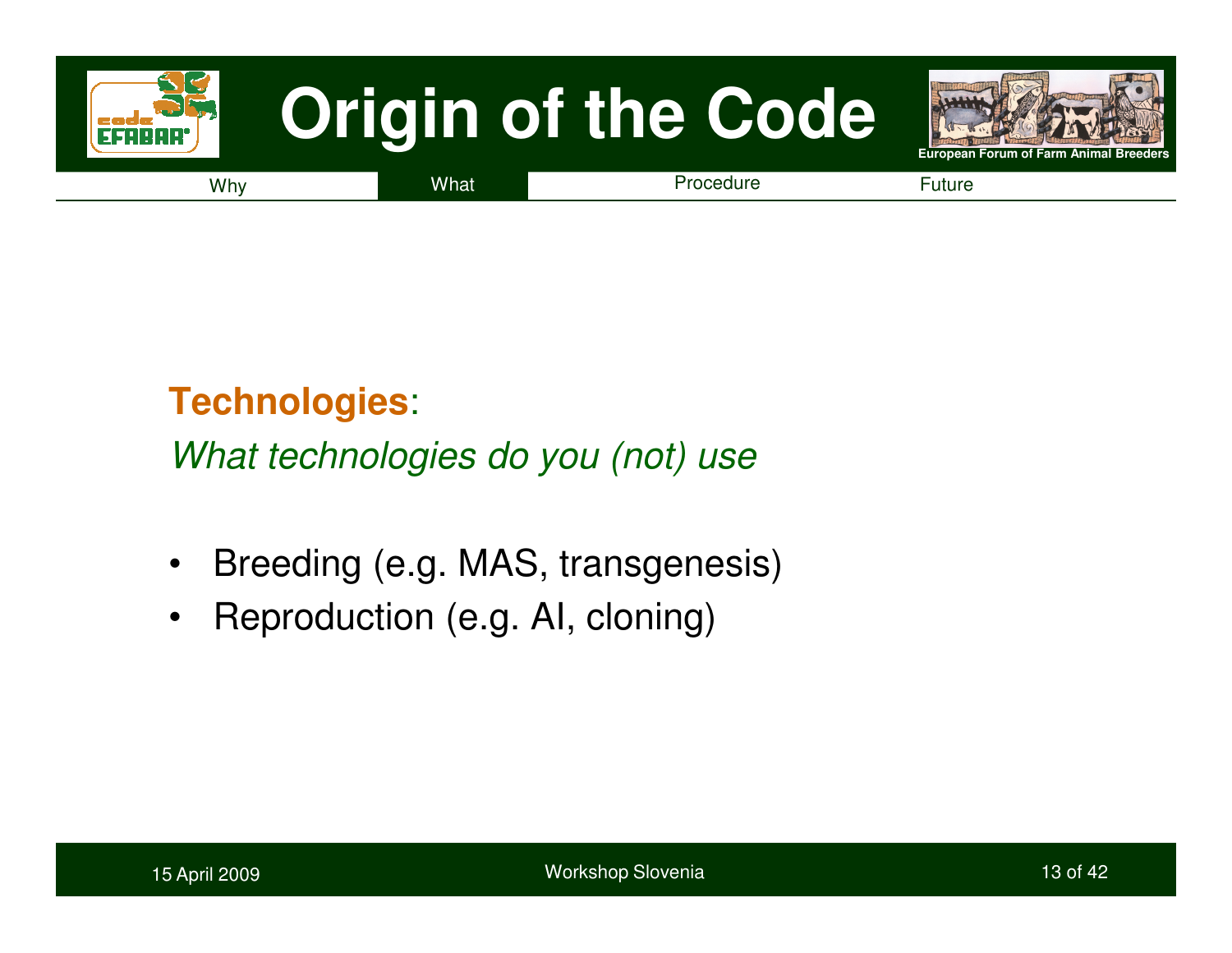# Origin of the Code

Why | What | Procedure | Future

**Technologies**:

*What technologies do you (not) use*

- Breeding (e.g. MAS, transgenesis)
- Reproduction (e.g. AI, cloning)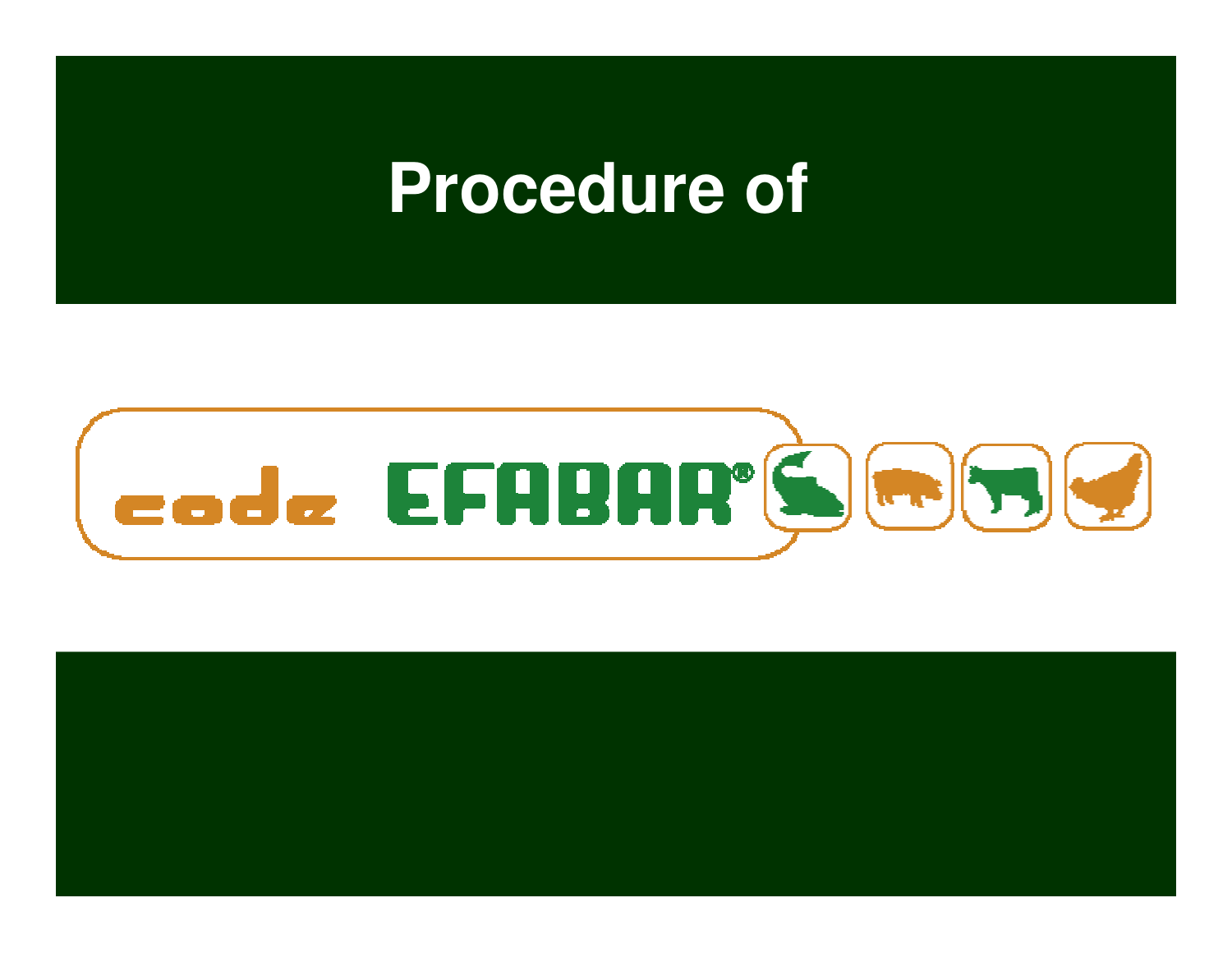# Procedure of

code EFABAR®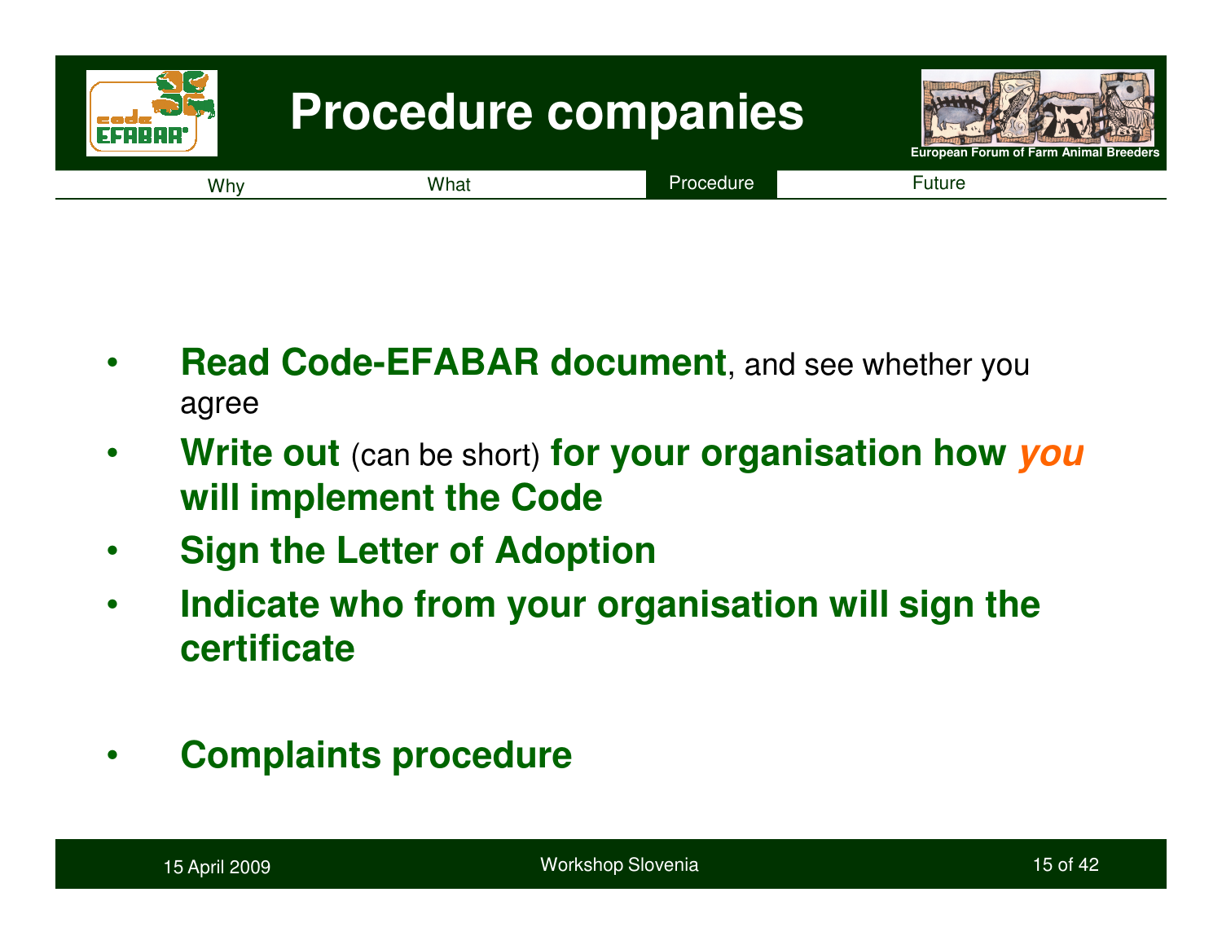# Procedure companies

Why | What | Procedure | Future

- **Read Code-EFABAR document**, and see whether you agree
- **Write out** (can be short) **for your organisation how *you* will implement the Code**
- **Sign the Letter of Adoption**
- **Indicate who from your organisation will sign the certificate**
- **Complaints procedure**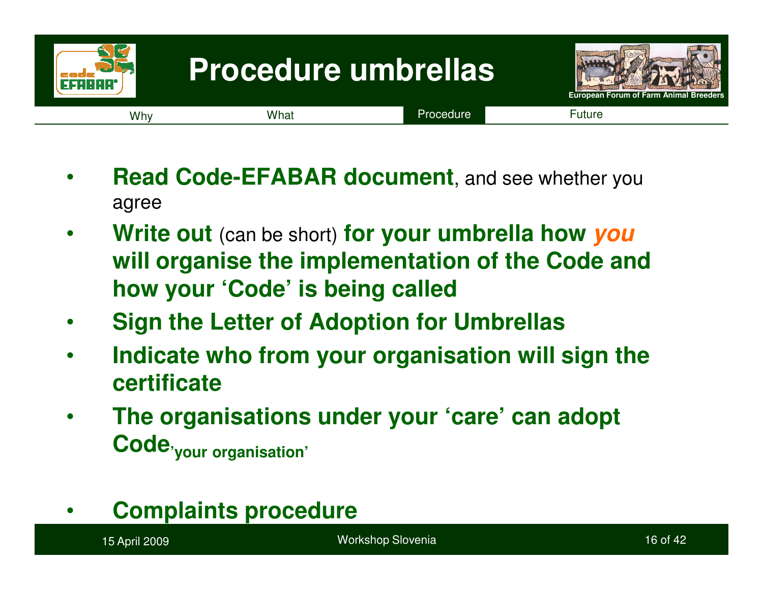# Procedure umbrellas

European Forum of Farm Animal Breeders

Why | What | Procedure | Future

- **Read Code-EFABAR document**, and see whether you agree
- **Write out** (can be short) **for your umbrella how *you* will organise the implementation of the Code and how your 'Code' is being called**
- **Sign the Letter of Adoption for Umbrellas**
- **Indicate who from your organisation will sign the certificate**
- **The organisations under your 'care' can adopt Code$_{\text{'your organisation'}}$**
- **Complaints procedure**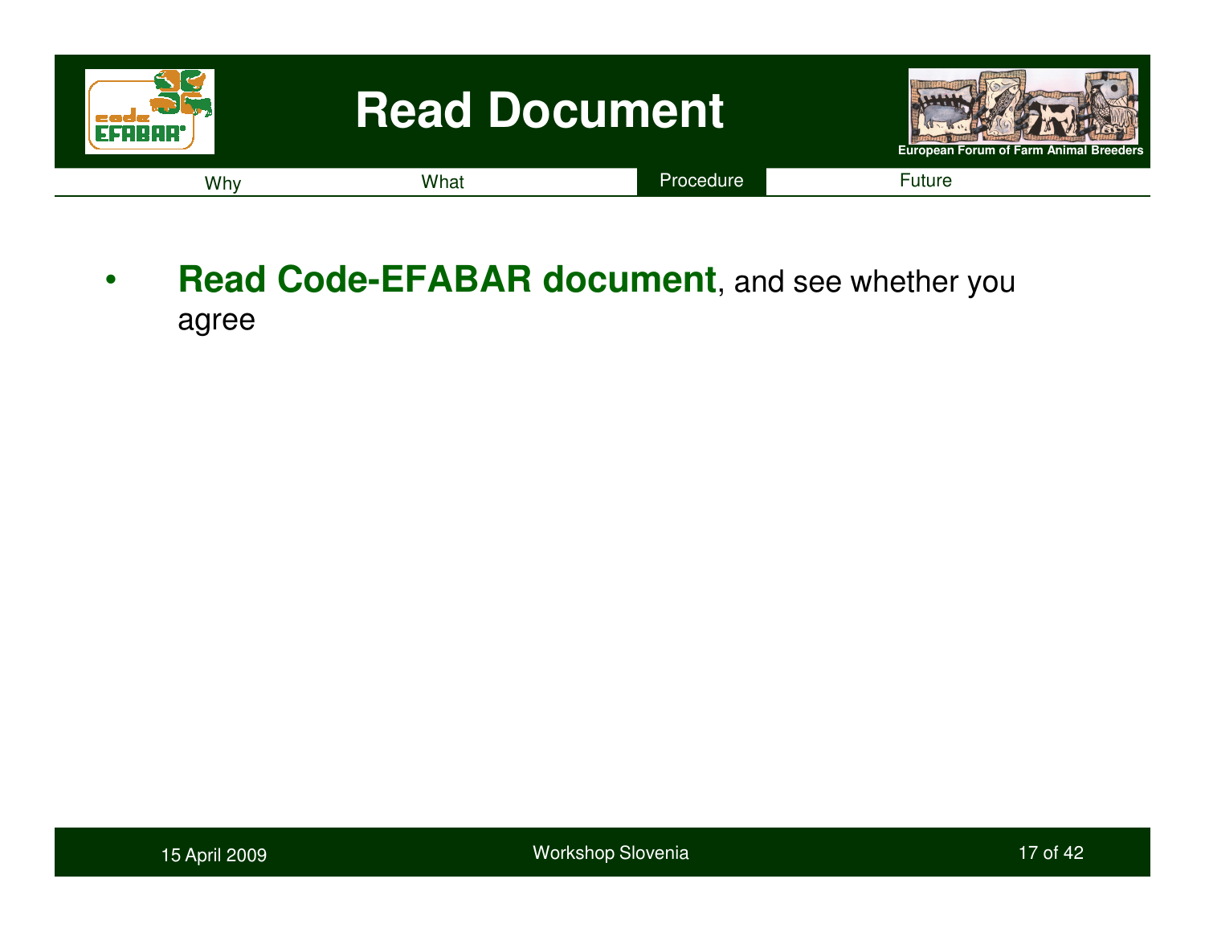# Read Document

Why | What | Procedure | Future

- **Read Code-EFABAR document**, and see whether you agree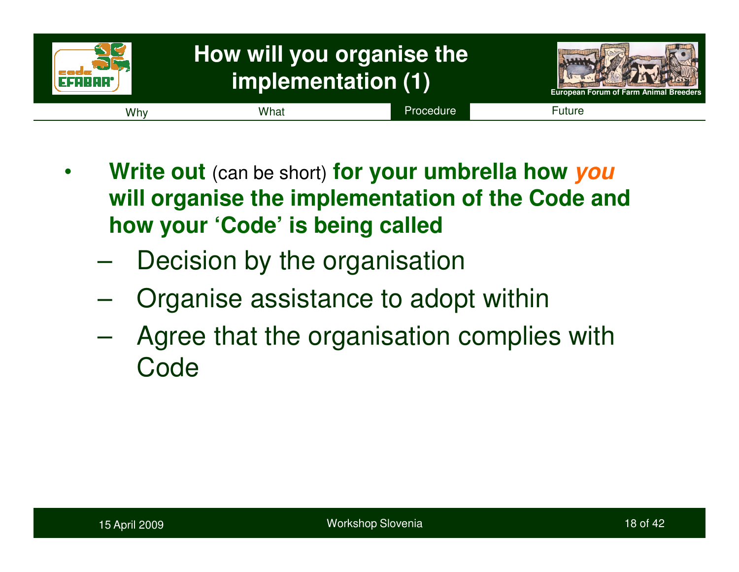# How will you organise the implementation (1)

Why | What | Procedure | Future

- **Write out** (can be short) **for your umbrella how *you* will organise the implementation of the Code and how your 'Code' is being called**
  - Decision by the organisation
  - Organise assistance to adopt within
  - Agree that the organisation complies with Code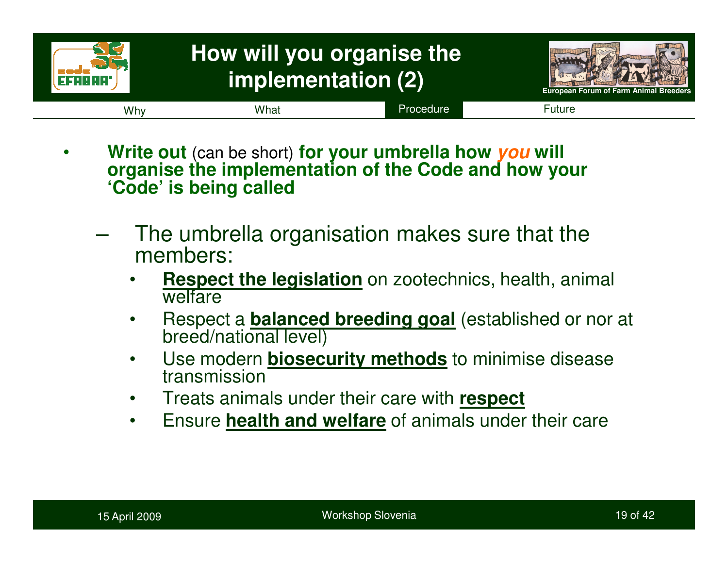# How will you organise the implementation (2)

Why | What | Procedure | Future

- **Write out** (can be short) **for your umbrella how *you* will organise the implementation of the Code and how your 'Code' is being called**
  - The umbrella organisation makes sure that the members:
    - **Respect the legislation** on zootechnics, health, animal welfare
    - Respect a **balanced breeding goal** (established or nor at breed/national level)
    - Use modern **biosecurity methods** to minimise disease transmission
    - Treats animals under their care with **respect**
    - Ensure **health and welfare** of animals under their care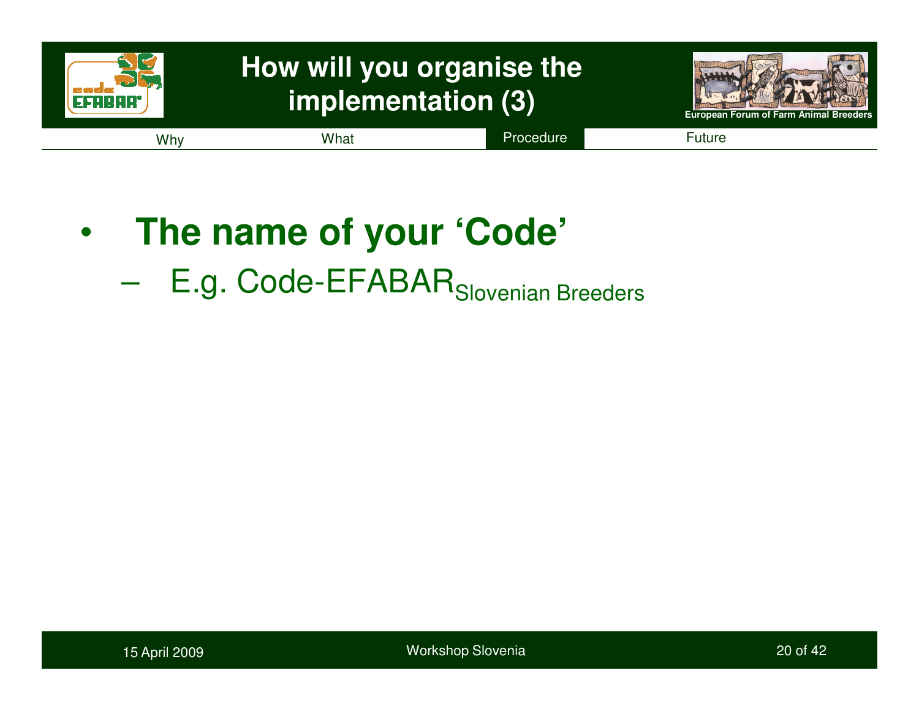# How will you organise the implementation (3)

Why | What | Procedure | Future

- **The name of your 'Code'**
  - E.g. Code-EFABAR$_{\text{Slovenian Breeders}}$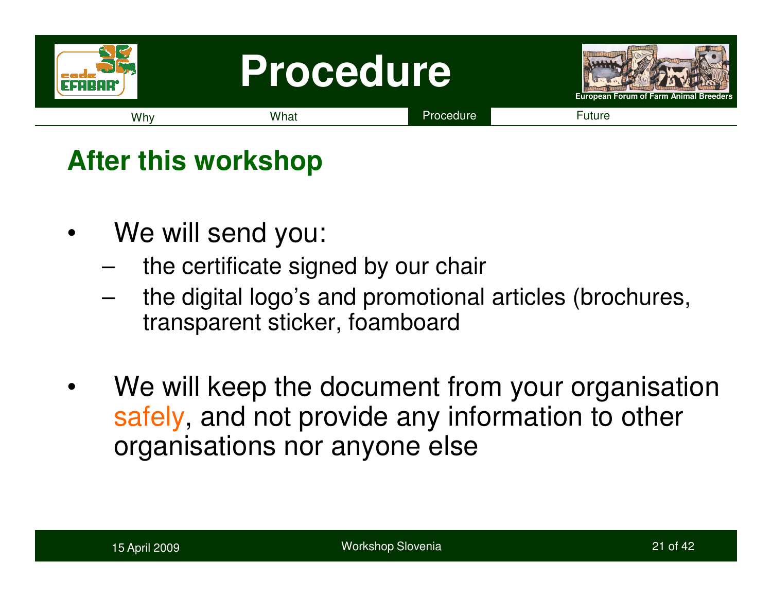# Procedure

Why | What | Procedure | Future

## After this workshop

- We will send you:
  - the certificate signed by our chair
  - the digital logo's and promotional articles (brochures, transparent sticker, foamboard
- We will keep the document from your organisation safely, and not provide any information to other organisations nor anyone else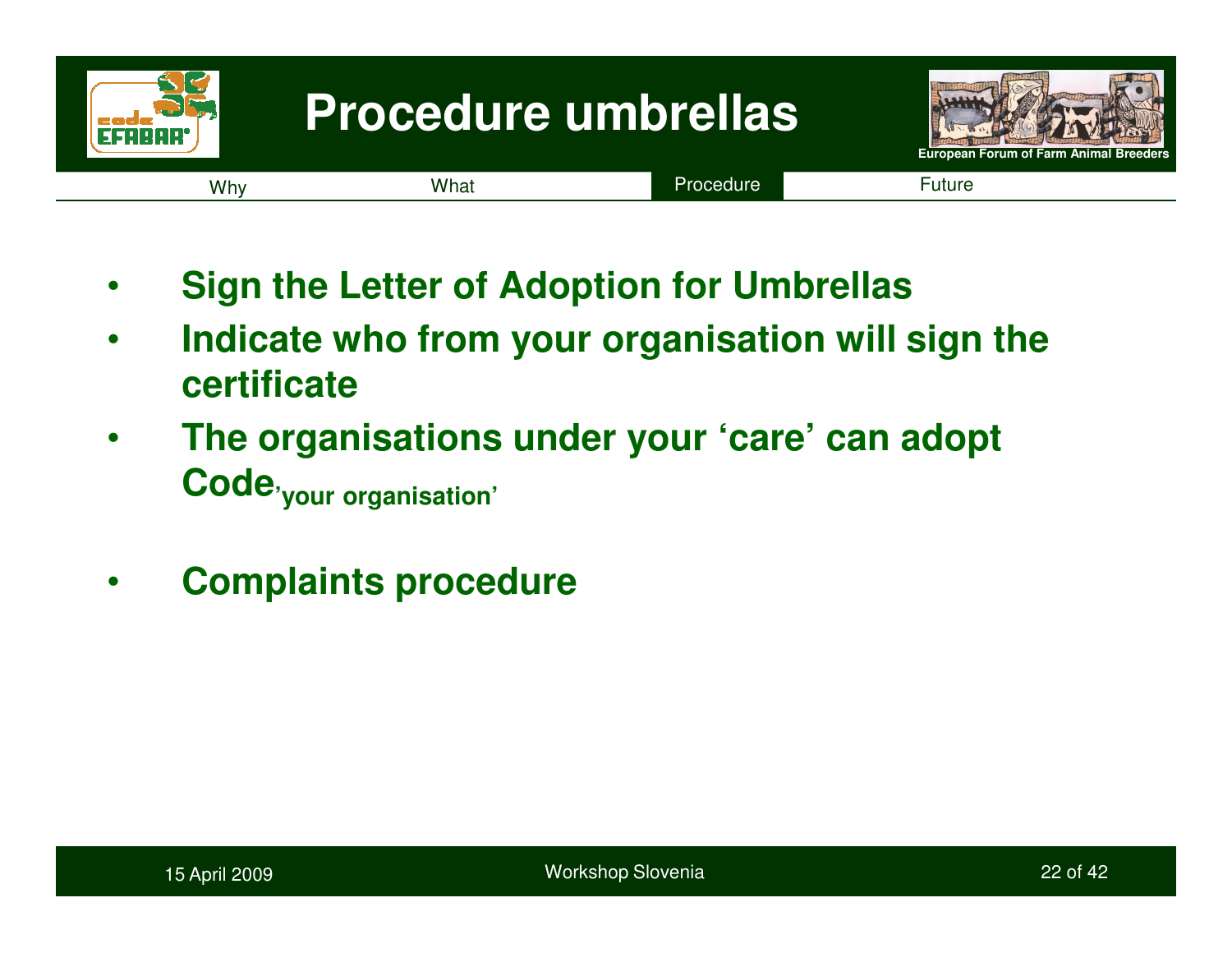# Procedure umbrellas

- **Sign the Letter of Adoption for Umbrellas**
- **Indicate who from your organisation will sign the certificate**
- **The organisations under your 'care' can adopt Code$_{\text{'your organisation'}}$**
- **Complaints procedure**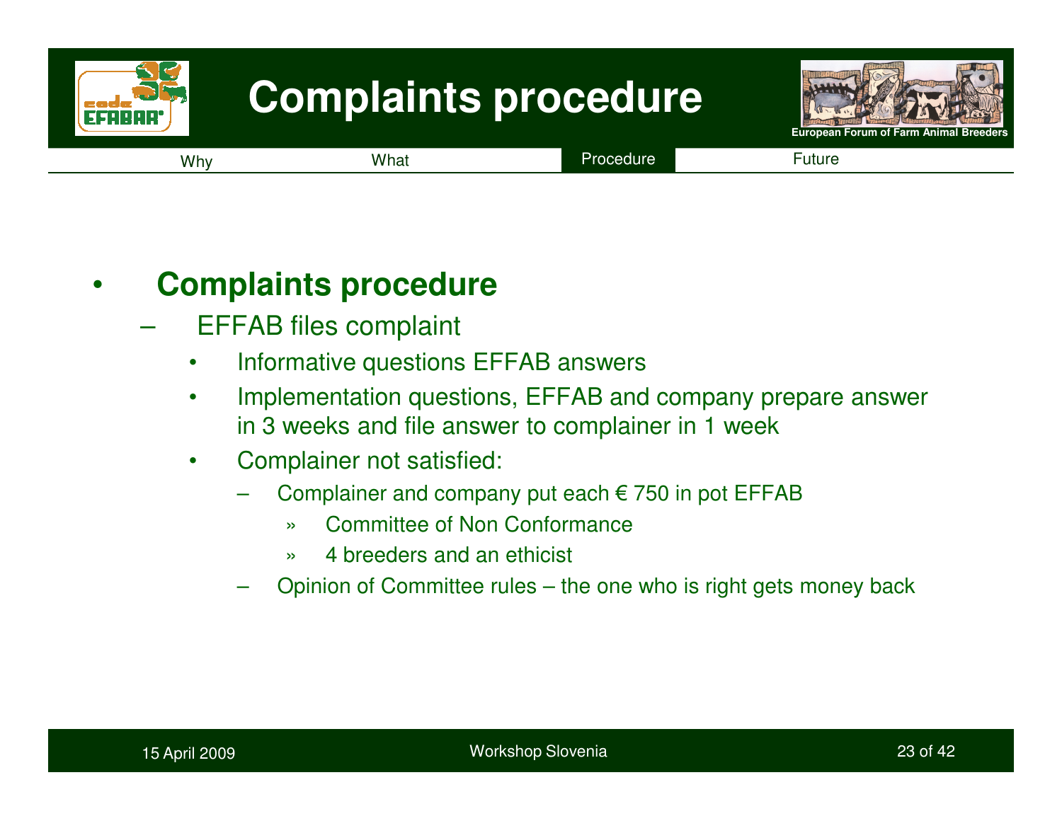# Complaints procedure

Why | What | Procedure | Future

- **Complaints procedure**
  - EFFAB files complaint
    - Informative questions EFFAB answers
    - Implementation questions, EFFAB and company prepare answer in 3 weeks and file answer to complainer in 1 week
    - Complainer not satisfied:
      - Complainer and company put each € 750 in pot EFFAB
        - » Committee of Non Conformance
        - » 4 breeders and an ethicist
      - Opinion of Committee rules – the one who is right gets money back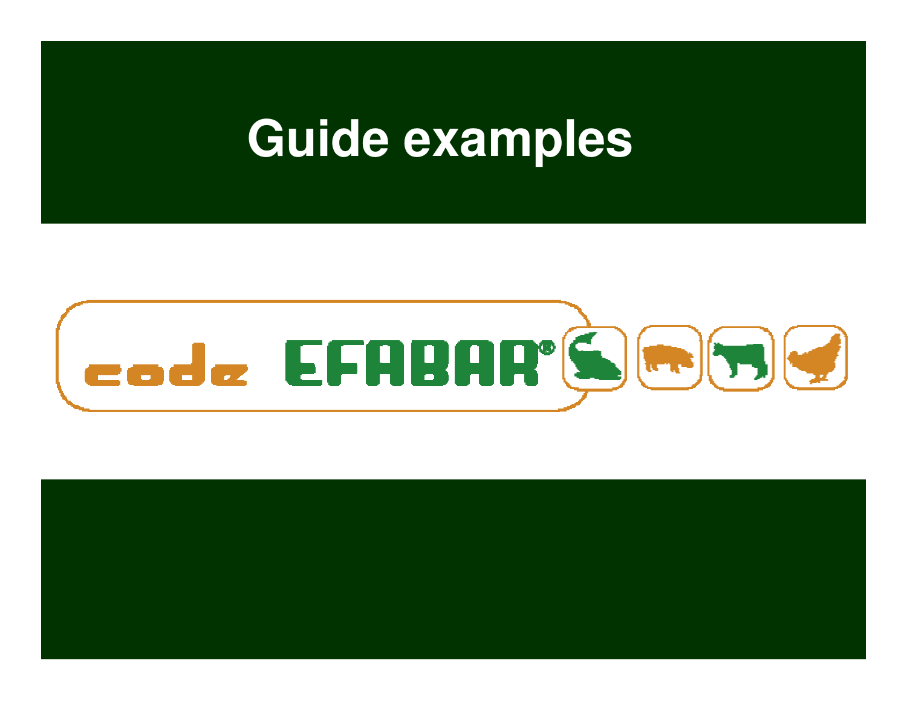# Guide examples

code EFABAR®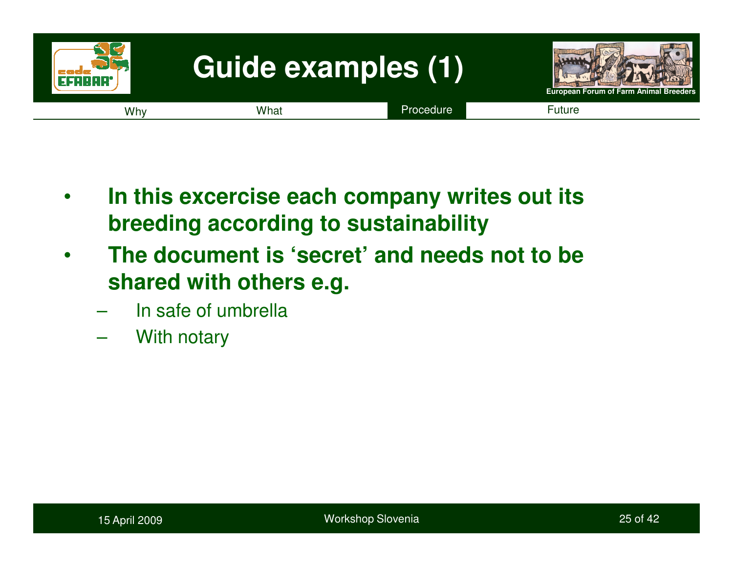# Guide examples (1)

Why | What | Procedure | Future

- **In this excercise each company writes out its breeding according to sustainability**
- **The document is 'secret' and needs not to be shared with others e.g.**
  - In safe of umbrella
  - With notary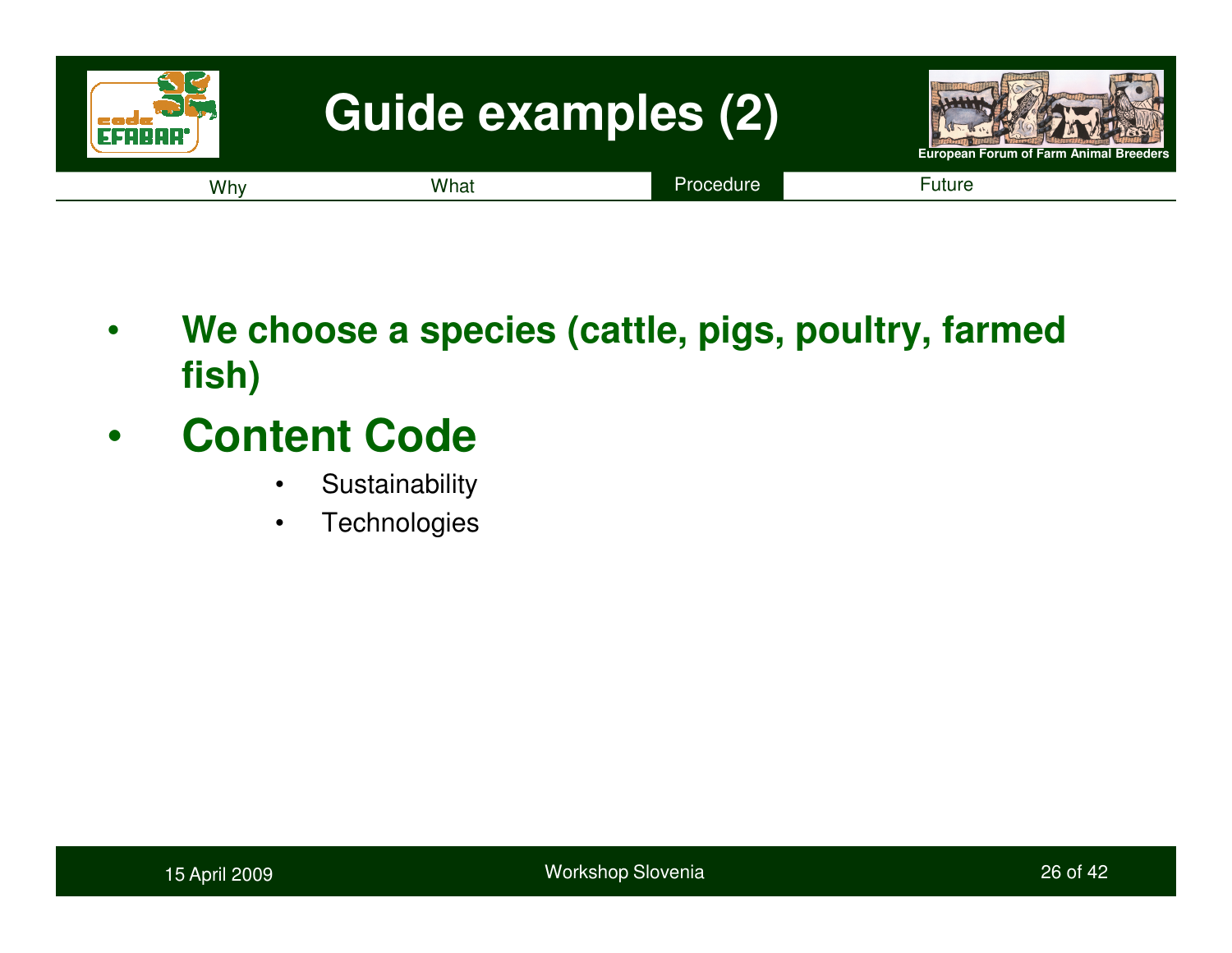# Guide examples (2)

- **We choose a species (cattle, pigs, poultry, farmed fish)**
- **Content Code**
  - Sustainability
  - Technologies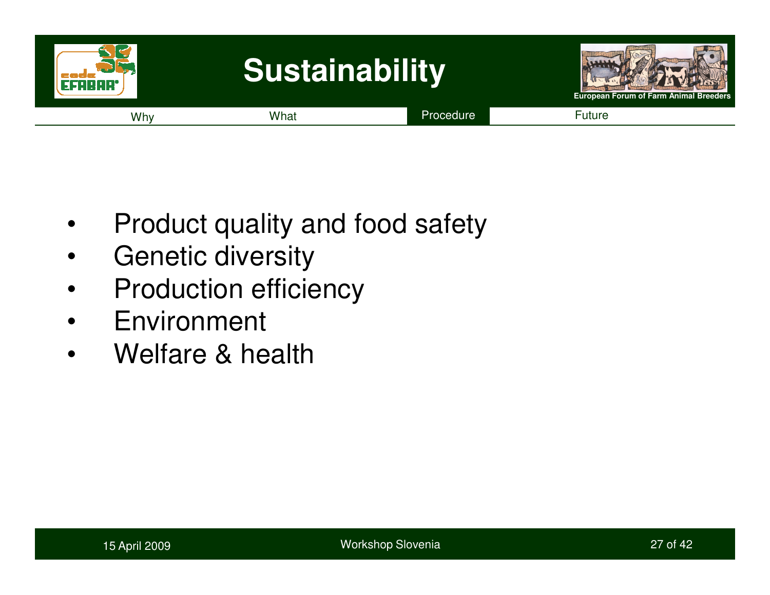# Sustainability

Why | What | Procedure | Future

- Product quality and food safety
- Genetic diversity
- Production efficiency
- Environment
- Welfare & health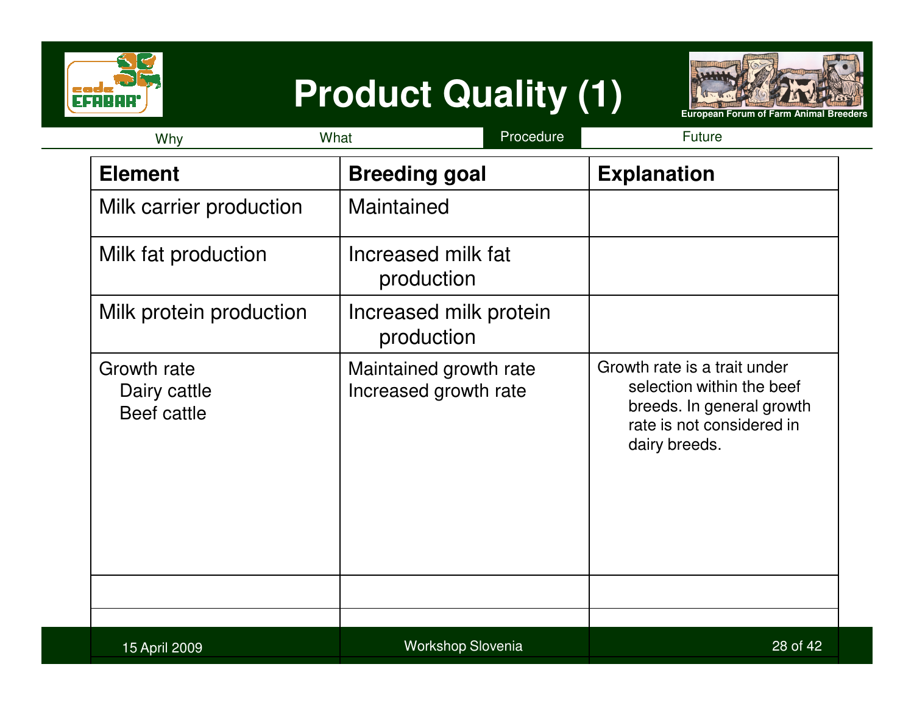# Product Quality (1)

Why | What | Procedure | Future

| Element | Breeding goal | Explanation |
| --- | --- | --- |
| Milk carrier production | Maintained | |
| Milk fat production | Increased milk fat production | |
| Milk protein production | Increased milk protein production | |
| Growth rate<br>Dairy cattle<br>Beef cattle | <br>Maintained growth rate<br>Increased growth rate | Growth rate is a trait under selection within the beef breeds. In general growth rate is not considered in dairy breeds. |
| | | |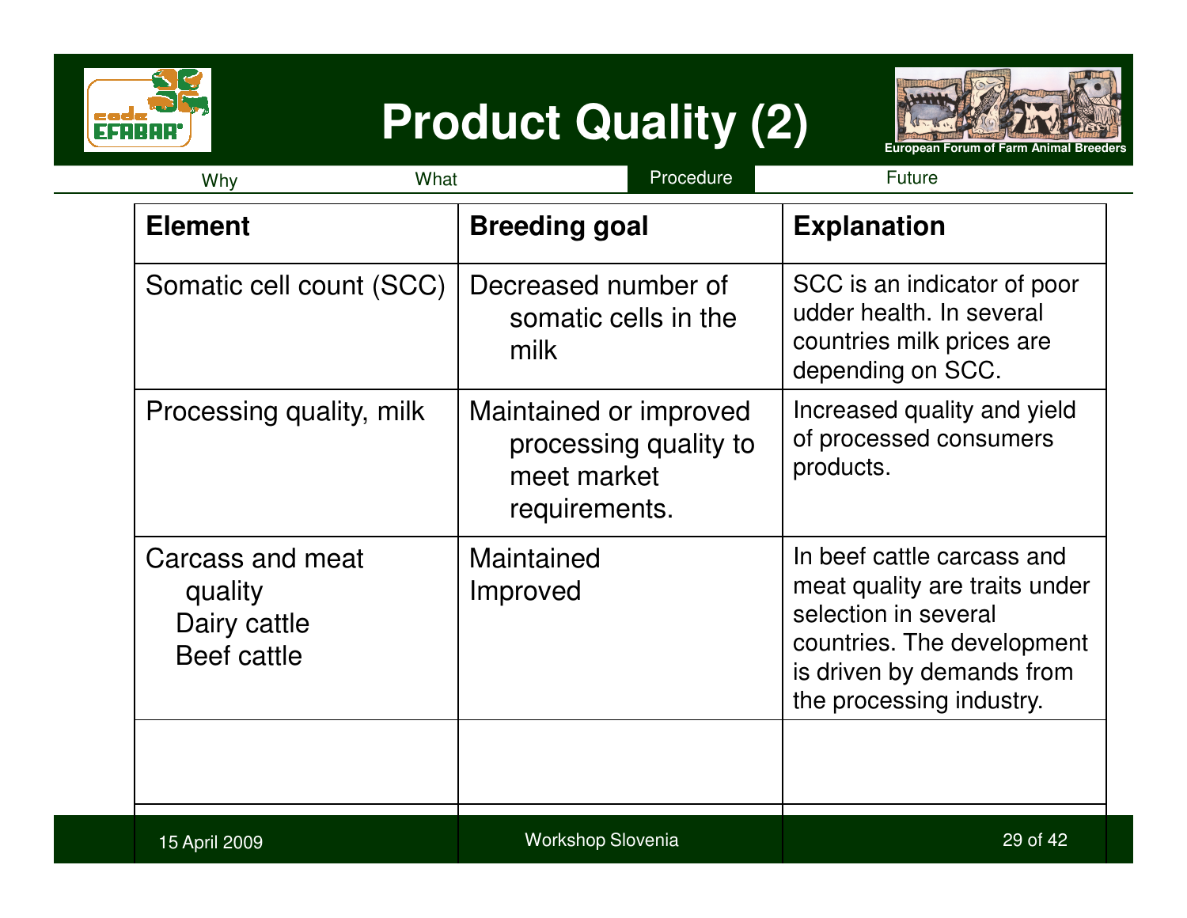# Product Quality (2)

Why | What | Procedure | Future

| Element | Breeding goal | Explanation |
| --- | --- | --- |
| Somatic cell count (SCC) | Decreased number of somatic cells in the milk | SCC is an indicator of poor udder health. In several countries milk prices are depending on SCC. |
| Processing quality, milk | Maintained or improved processing quality to meet market requirements. | Increased quality and yield of processed consumers products. |
| Carcass and meat quality<br>Dairy cattle<br>Beef cattle | Maintained<br>Improved | In beef cattle carcass and meat quality are traits under selection in several countries. The development is driven by demands from the processing industry. |
| | | |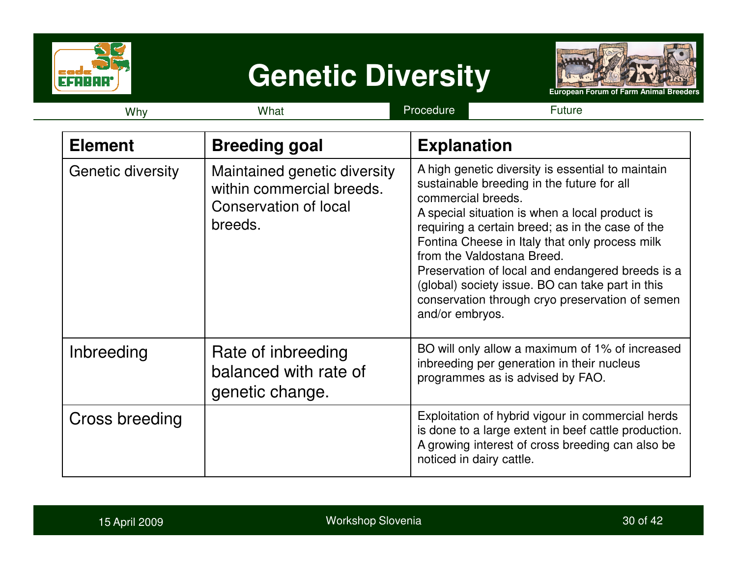# Genetic Diversity

Why | What | Procedure | Future

| Element | Breeding goal | Explanation |
|---|---|---|
| Genetic diversity | Maintained genetic diversity within commercial breeds. Conservation of local breeds. | A high genetic diversity is essential to maintain sustainable breeding in the future for all commercial breeds. A special situation is when a local product is requiring a certain breed; as in the case of the Fontina Cheese in Italy that only process milk from the Valdostana Breed. Preservation of local and endangered breeds is a (global) society issue. BO can take part in this conservation through cryo preservation of semen and/or embryos. |
| Inbreeding | Rate of inbreeding balanced with rate of genetic change. | BO will only allow a maximum of 1% of increased inbreeding per generation in their nucleus programmes as is advised by FAO. |
| Cross breeding | | Exploitation of hybrid vigour in commercial herds is done to a large extent in beef cattle production. A growing interest of cross breeding can also be noticed in dairy cattle. |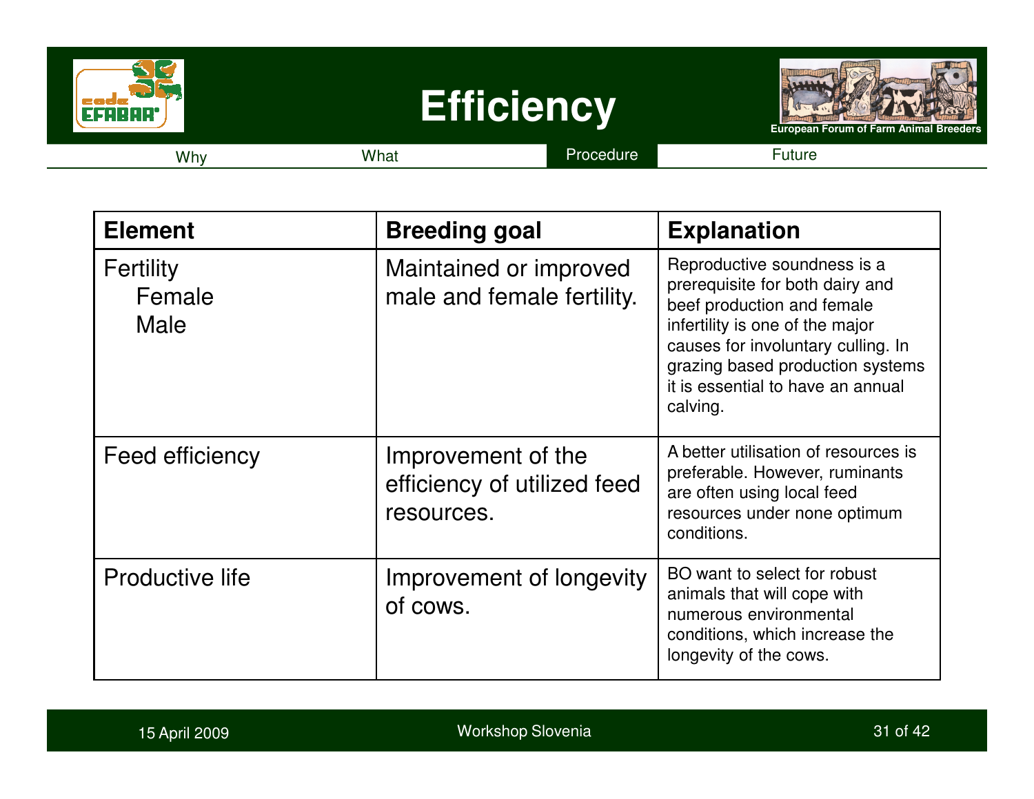# Efficiency

Why | What | Procedure | Future

| Element | Breeding goal | Explanation |
|---|---|---|
| Fertility<br>Female<br>Male | Maintained or improved male and female fertility. | Reproductive soundness is a prerequisite for both dairy and beef production and female infertility is one of the major causes for involuntary culling. In grazing based production systems it is essential to have an annual calving. |
| Feed efficiency | Improvement of the efficiency of utilized feed resources. | A better utilisation of resources is preferable. However, ruminants are often using local feed resources under none optimum conditions. |
| Productive life | Improvement of longevity of cows. | BO want to select for robust animals that will cope with numerous environmental conditions, which increase the longevity of the cows. |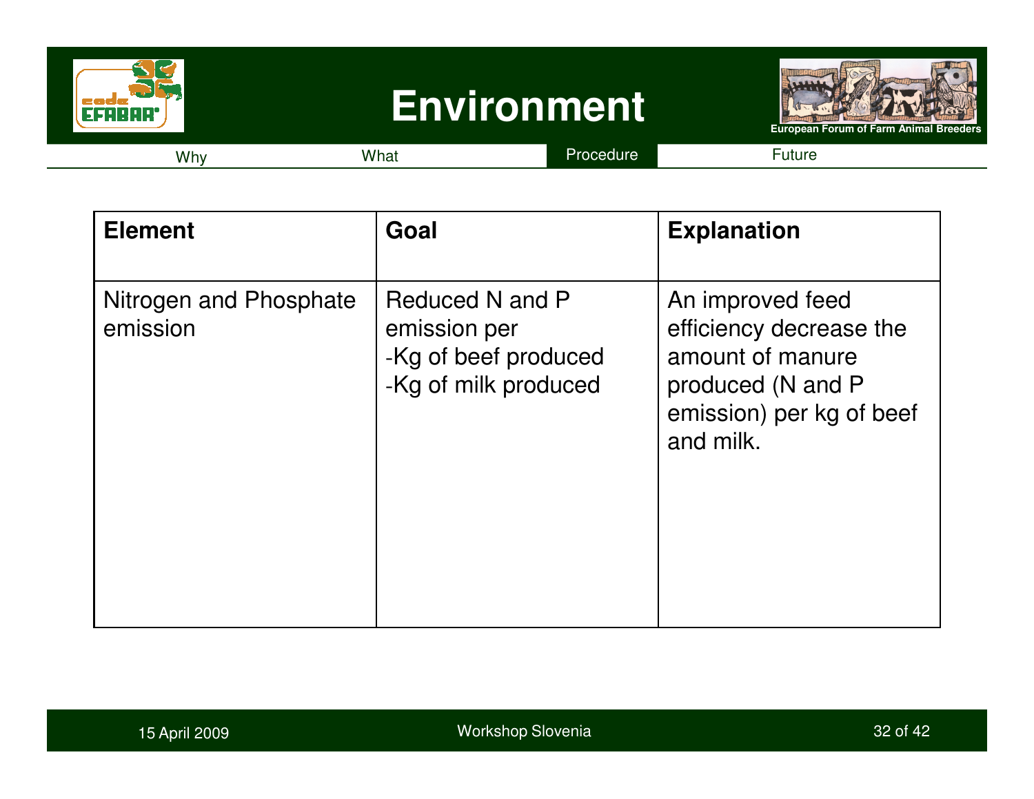# Environment

Why | What | Procedure | Future

| Element | Goal | Explanation |
|---|---|---|
| Nitrogen and Phosphate emission | Reduced N and P emission per<br>-Kg of beef produced<br>-Kg of milk produced | An improved feed efficiency decrease the amount of manure produced (N and P emission) per kg of beef and milk. |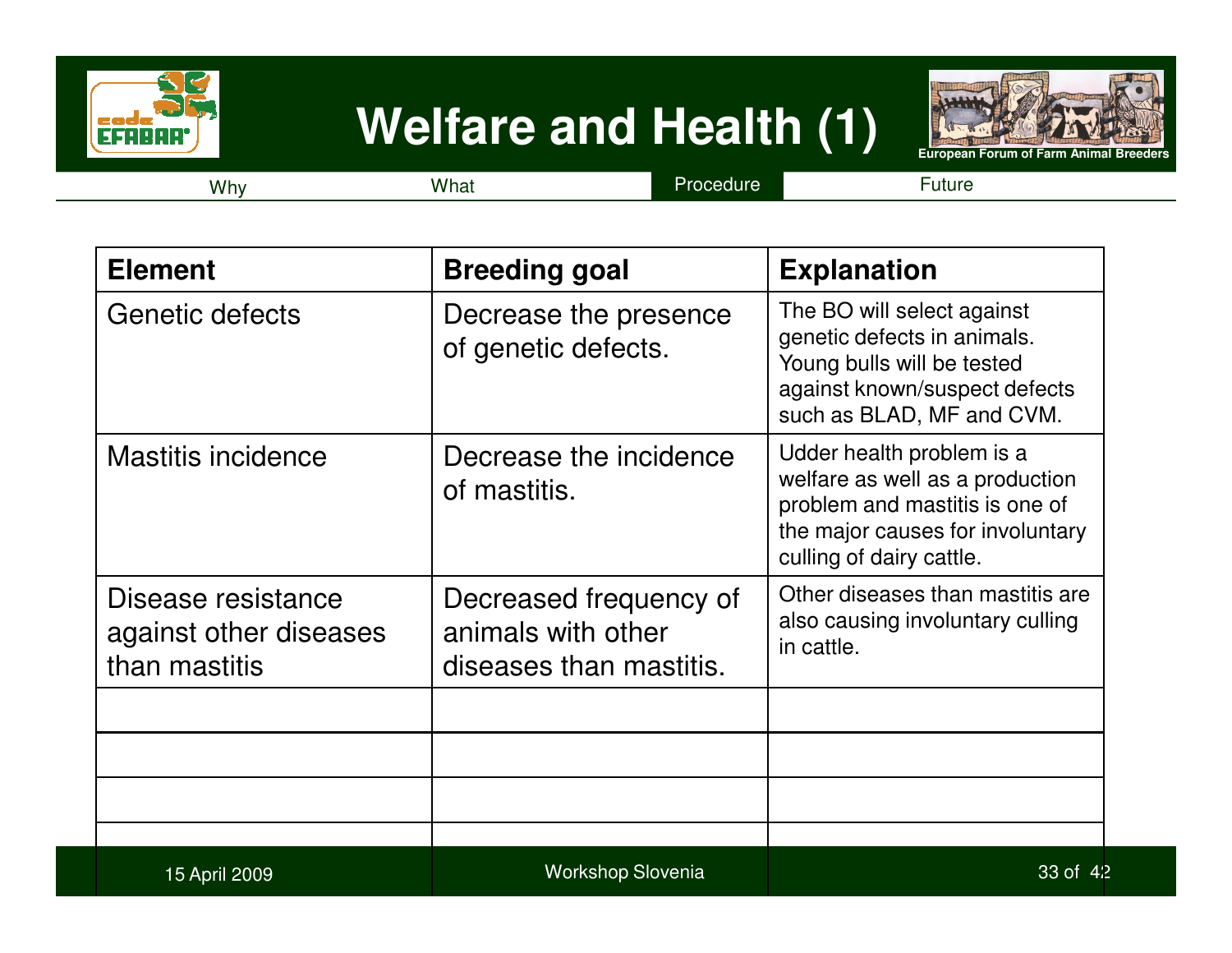# Welfare and Health (1)

Why | What | Procedure | Future

| Element | Breeding goal | Explanation |
|---|---|---|
| Genetic defects | Decrease the presence of genetic defects. | The BO will select against genetic defects in animals. Young bulls will be tested against known/suspect defects such as BLAD, MF and CVM. |
| Mastitis incidence | Decrease the incidence of mastitis. | Udder health problem is a welfare as well as a production problem and mastitis is one of the major causes for involuntary culling of dairy cattle. |
| Disease resistance against other diseases than mastitis | Decreased frequency of animals with other diseases than mastitis. | Other diseases than mastitis are also causing involuntary culling in cattle. |
| | | |
| | | |
| | | |
| | | |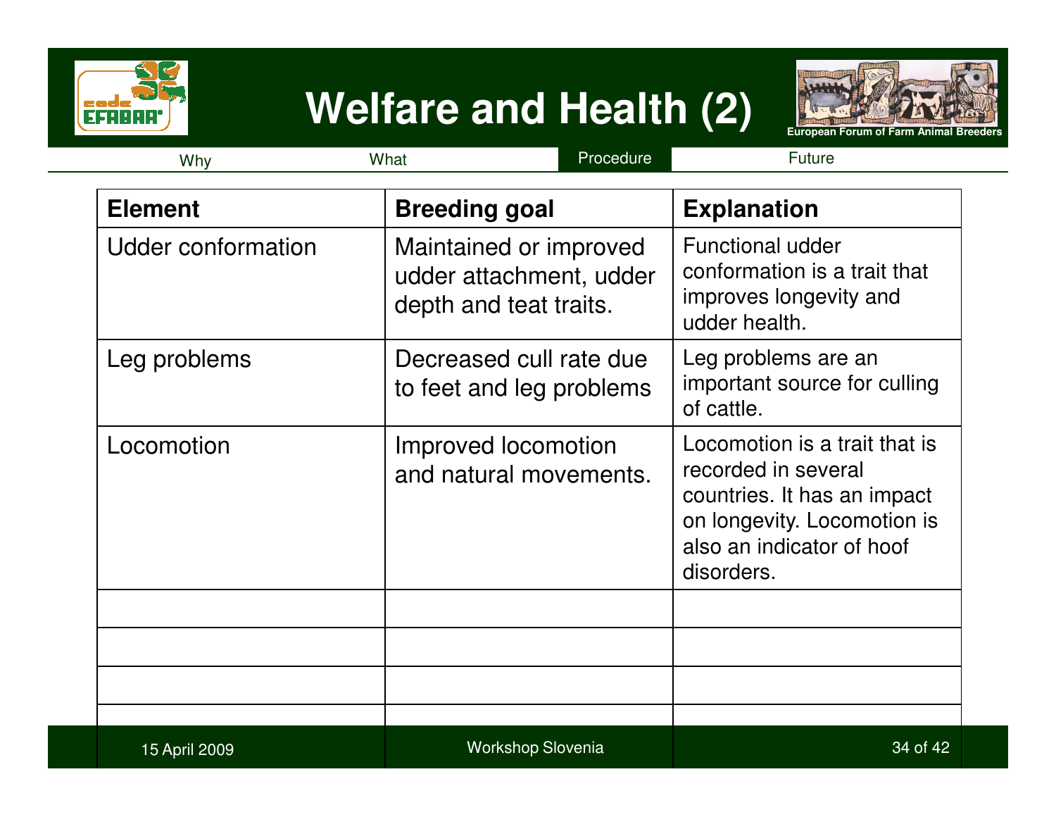# Welfare and Health (2)

Why | What | Procedure | Future

| Element | Breeding goal | Explanation |
|---|---|---|
| Udder conformation | Maintained or improved udder attachment, udder depth and teat traits. | Functional udder conformation is a trait that improves longevity and udder health. |
| Leg problems | Decreased cull rate due to feet and leg problems | Leg problems are an important source for culling of cattle. |
| Locomotion | Improved locomotion and natural movements. | Locomotion is a trait that is recorded in several countries. It has an impact on longevity. Locomotion is also an indicator of hoof disorders. |
| | | |
| | | |
| | | |
| | | |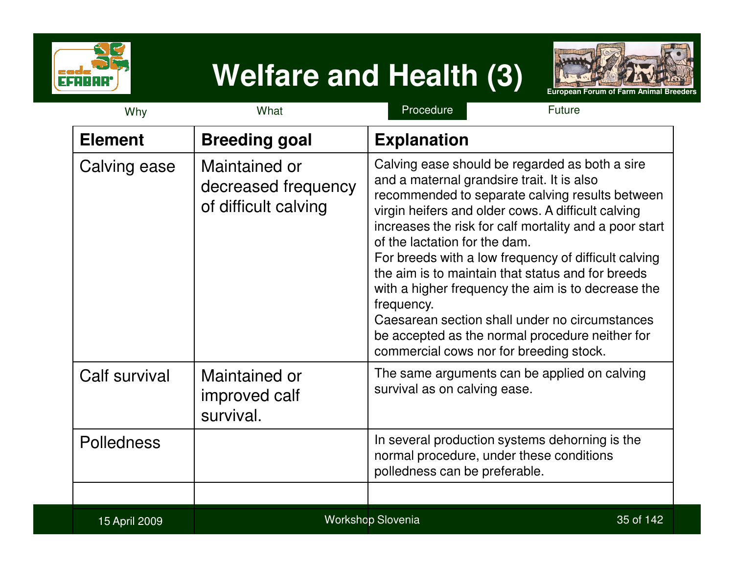# Welfare and Health (3)

European Forum of Farm Animal Breeders

Why | What | **Procedure** | Future

| Element | Breeding goal | Explanation |
|---|---|---|
| Calving ease | Maintained or decreased frequency of difficult calving | Calving ease should be regarded as both a sire and a maternal grandsire trait. It is also recommended to separate calving results between virgin heifers and older cows. A difficult calving increases the risk for calf mortality and a poor start of the lactation for the dam.<br>For breeds with a low frequency of difficult calving the aim is to maintain that status and for breeds with a higher frequency the aim is to decrease the frequency.<br>Caesarean section shall under no circumstances be accepted as the normal procedure neither for commercial cows nor for breeding stock. |
| Calf survival | Maintained or improved calf survival. | The same arguments can be applied on calving survival as on calving ease. |
| Polledness | | In several production systems dehorning is the normal procedure, under these conditions polledness can be preferable. |
| | | |

15 April 2009 — Workshop Slovenia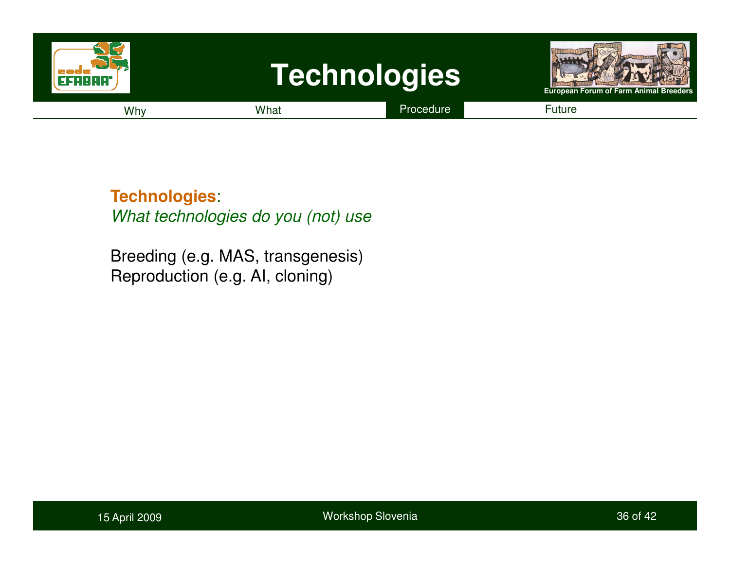# Technologies

Why | What | Procedure | Future

**Technologies**:
*What technologies do you (not) use*

Breeding (e.g. MAS, transgenesis)
Reproduction (e.g. AI, cloning)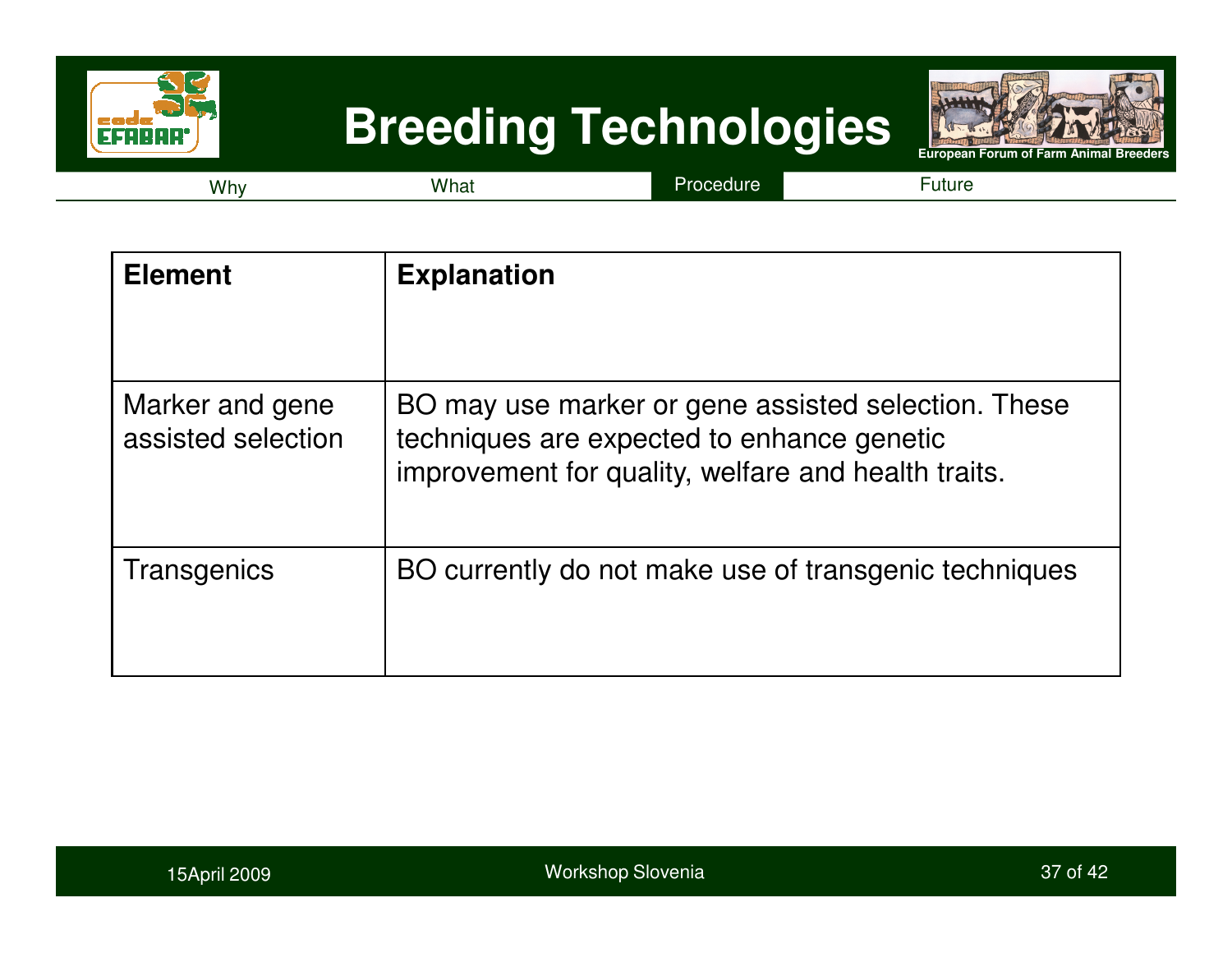# Breeding Technologies

Why | What | Procedure | Future

| Element | Explanation |
|---|---|
| Marker and gene assisted selection | BO may use marker or gene assisted selection. These techniques are expected to enhance genetic improvement for quality, welfare and health traits. |
| Transgenics | BO currently do not make use of transgenic techniques |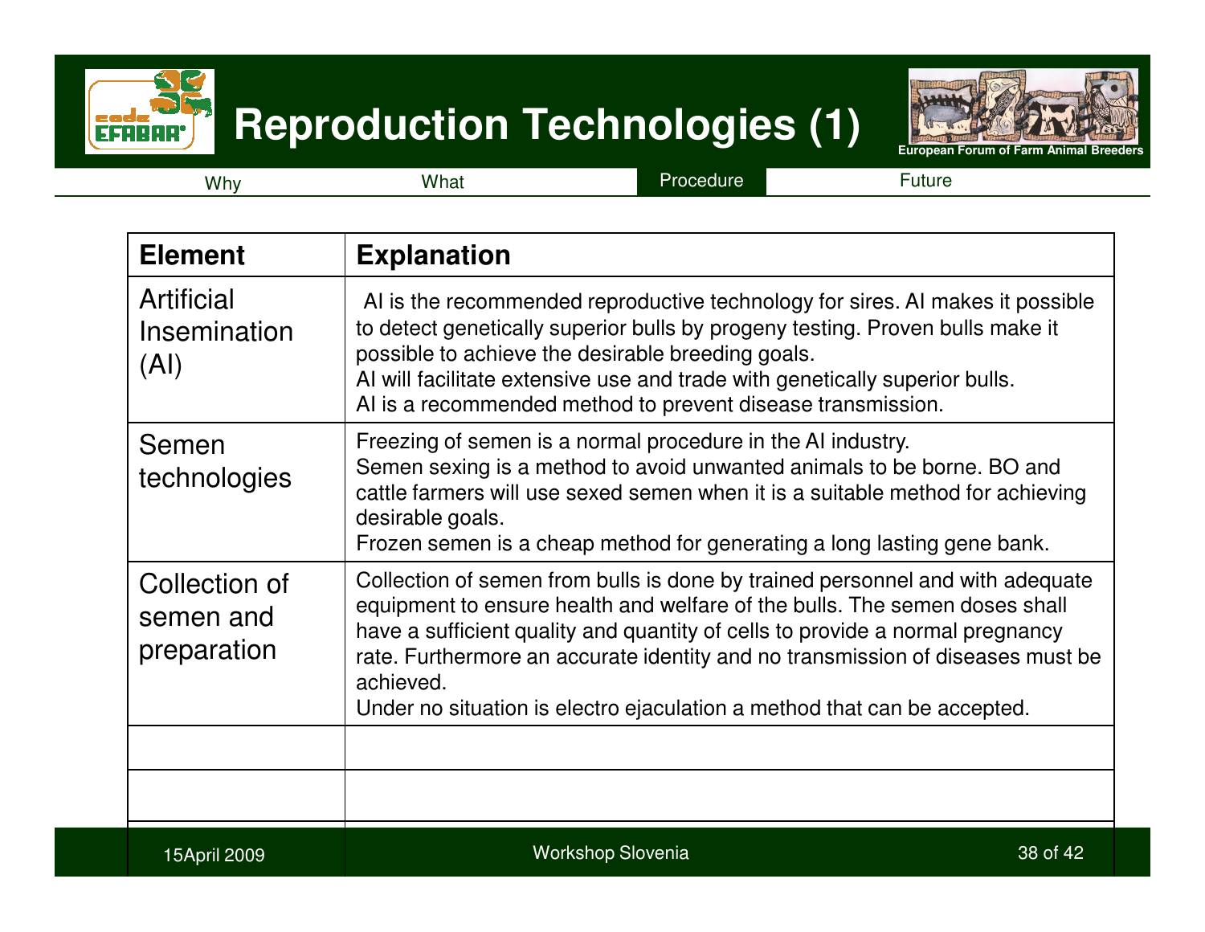# Reproduction Technologies (1)

Why | What | Procedure | Future

| Element | Explanation |
|---|---|
| Artificial Insemination (AI) | AI is the recommended reproductive technology for sires. AI makes it possible to detect genetically superior bulls by progeny testing. Proven bulls make it possible to achieve the desirable breeding goals.<br>AI will facilitate extensive use and trade with genetically superior bulls.<br>AI is a recommended method to prevent disease transmission. |
| Semen technologies | Freezing of semen is a normal procedure in the AI industry.<br>Semen sexing is a method to avoid unwanted animals to be borne. BO and cattle farmers will use sexed semen when it is a suitable method for achieving desirable goals.<br>Frozen semen is a cheap method for generating a long lasting gene bank. |
| Collection of semen and preparation | Collection of semen from bulls is done by trained personnel and with adequate equipment to ensure health and welfare of the bulls. The semen doses shall have a sufficient quality and quantity of cells to provide a normal pregnancy rate. Furthermore an accurate identity and no transmission of diseases must be achieved.<br>Under no situation is electro ejaculation a method that can be accepted. |
| | |
| | |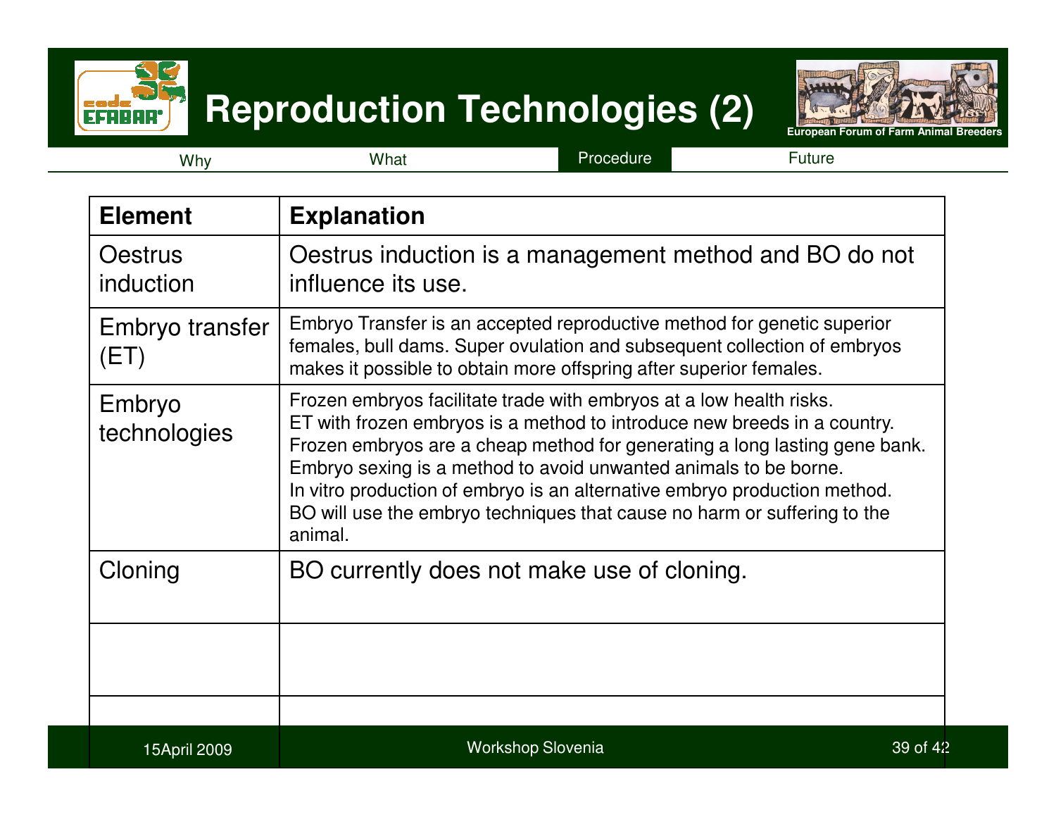# Reproduction Technologies (2)

Why | What | Procedure | Future

| Element | Explanation |
|---|---|
| Oestrus induction | Oestrus induction is a management method and BO do not influence its use. |
| Embryo transfer (ET) | Embryo Transfer is an accepted reproductive method for genetic superior females, bull dams. Super ovulation and subsequent collection of embryos makes it possible to obtain more offspring after superior females. |
| Embryo technologies | Frozen embryos facilitate trade with embryos at a low health risks.<br>ET with frozen embryos is a method to introduce new breeds in a country.<br>Frozen embryos are a cheap method for generating a long lasting gene bank.<br>Embryo sexing is a method to avoid unwanted animals to be borne.<br>In vitro production of embryo is an alternative embryo production method.<br>BO will use the embryo techniques that cause no harm or suffering to the animal. |
| Cloning | BO currently does not make use of cloning. |
| | |
| | |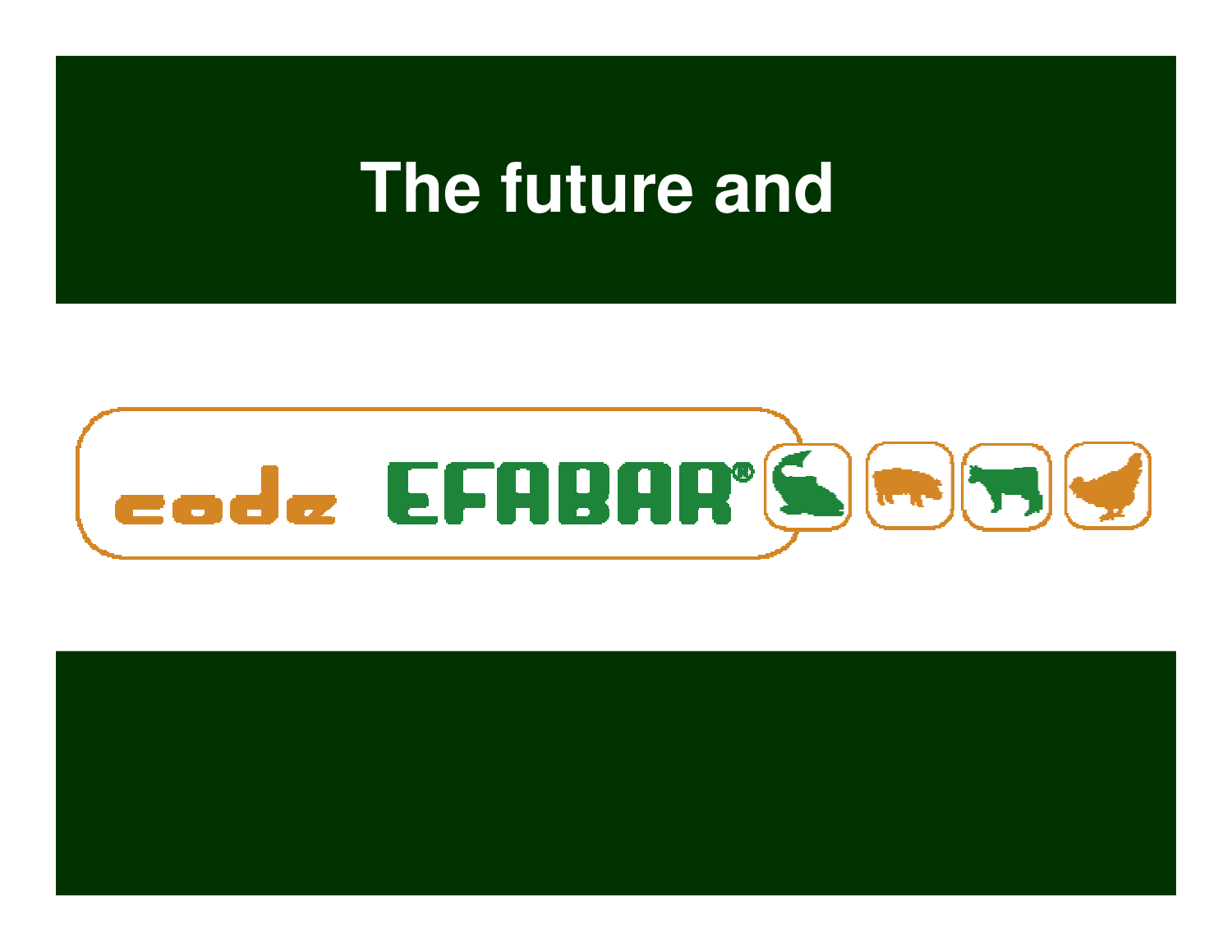# The future and

code EFABAR®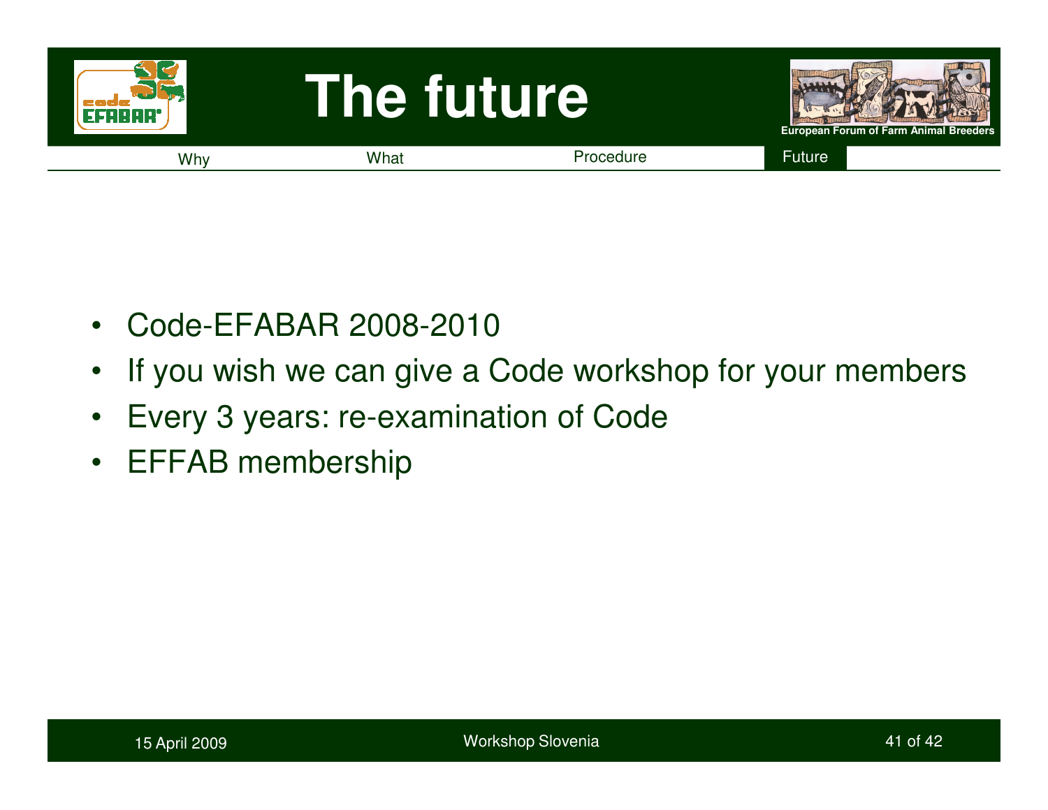# The future

Why | What | Procedure | Future

- Code-EFABAR 2008-2010
- If you wish we can give a Code workshop for your members
- Every 3 years: re-examination of Code
- EFFAB membership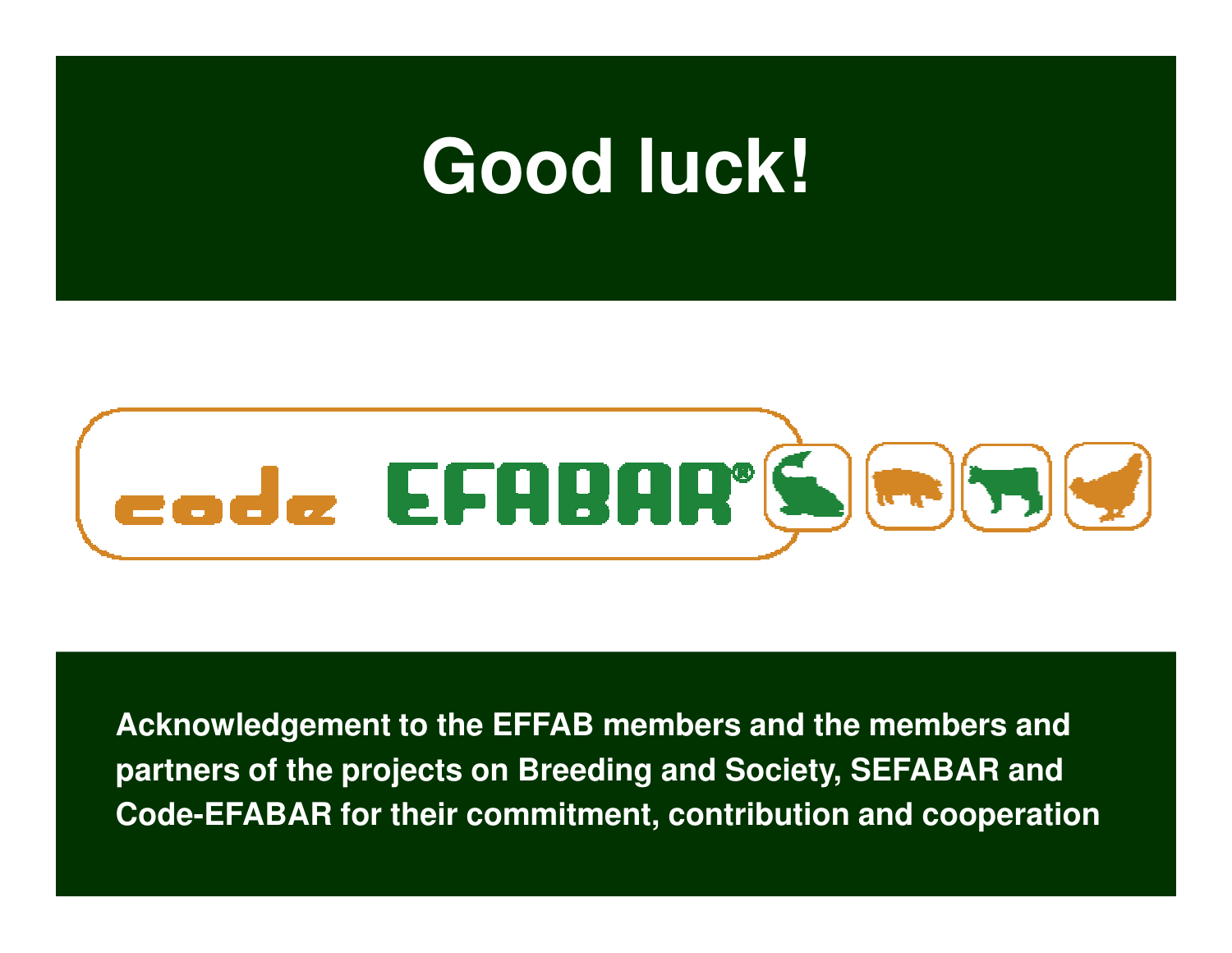# Good luck!

code EFABAR®

**Acknowledgement to the EFFAB members and the members and partners of the projects on Breeding and Society, SEFABAR and Code-EFABAR for their commitment, contribution and cooperation**